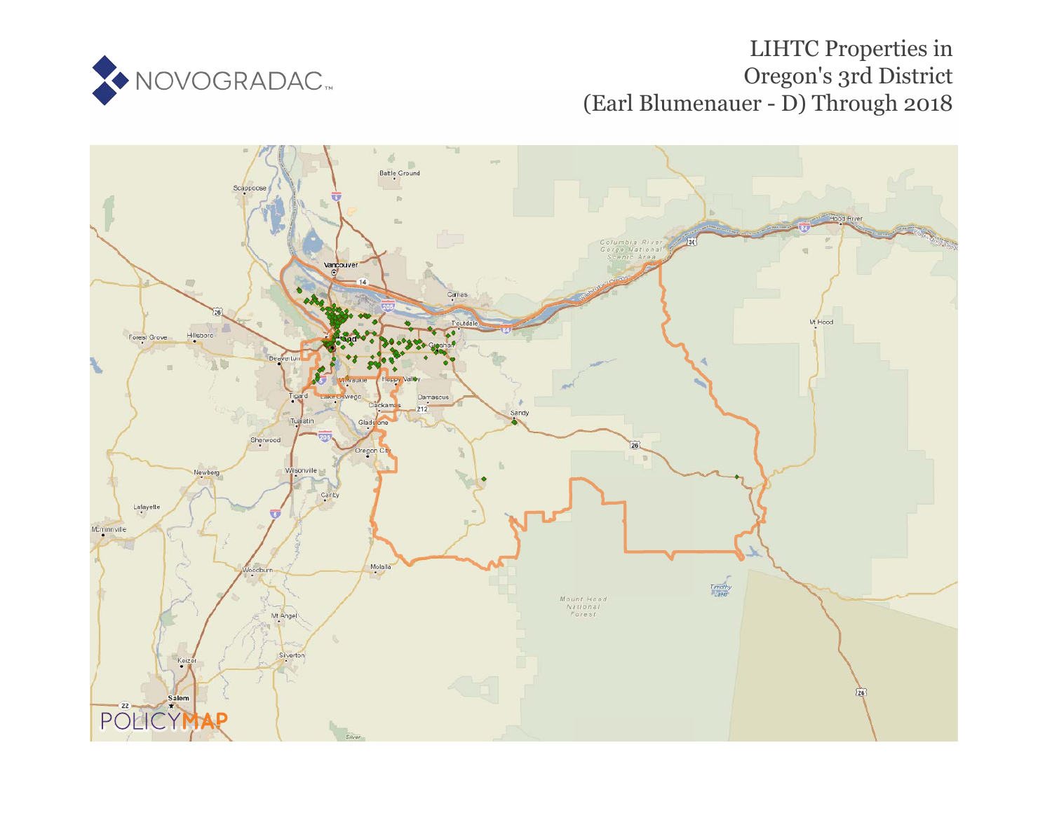# LIHTC Properties in Oregon's 3rd District (Earl Blumenauer - D) Through 2018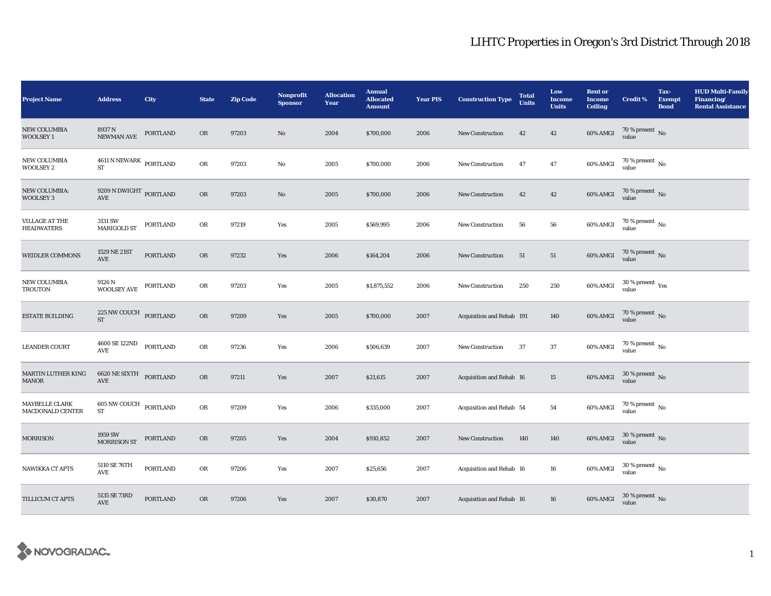# LIHTC Properties in Oregon's 3rd District Through 2018

| Project Name | Address | City | State | Zip Code | Nonprofit Sponsor | Allocation Year | Annual Allocated Amount | Year PIS | Construction Type | Total Units | Low Income Units | Rent or Income Ceiling | Credit % | Tax-Exempt Bond | HUD Multi-Family Financing/ Rental Assistance |
|---|---|---|---|---|---|---|---|---|---|---|---|---|---|---|---|
| NEW COLUMBIA WOOLSEY 1 | 8937 N NEWMAN AVE | PORTLAND | OR | 97203 | No | 2004 | $700,000 | 2006 | New Construction | 42 | 42 | 60% AMGI | 70 % present value | No | |
| NEW COLUMBIA WOOLSEY 2 | 4611 N NEWARK ST | PORTLAND | OR | 97203 | No | 2005 | $700,000 | 2006 | New Construction | 47 | 47 | 60% AMGI | 70 % present value | No | |
| NEW COLUMBIA: WOOLSEY 3 | 9209 N DWIGHT AVE | PORTLAND | OR | 97203 | No | 2005 | $700,000 | 2006 | New Construction | 42 | 42 | 60% AMGI | 70 % present value | No | |
| VILLAGE AT THE HEADWATERS | 3131 SW MARIGOLD ST | PORTLAND | OR | 97219 | Yes | 2005 | $569,995 | 2006 | New Construction | 56 | 56 | 60% AMGI | 70 % present value | No | |
| WEIDLER COMMONS | 1529 NE 21ST AVE | PORTLAND | OR | 97232 | Yes | 2006 | $164,204 | 2006 | New Construction | 51 | 51 | 60% AMGI | 70 % present value | No | |
| NEW COLUMBIA TROUTON | 9126 N WOOLSEY AVE | PORTLAND | OR | 97203 | Yes | 2005 | $1,875,552 | 2006 | New Construction | 250 | 250 | 60% AMGI | 30 % present value | Yes | |
| ESTATE BUILDING | 225 NW COUCH ST | PORTLAND | OR | 97209 | Yes | 2005 | $700,000 | 2007 | Acquisition and Rehab | 191 | 140 | 60% AMGI | 70 % present value | No | |
| LEANDER COURT | 4600 SE 122ND AVE | PORTLAND | OR | 97236 | Yes | 2006 | $506,639 | 2007 | New Construction | 37 | 37 | 60% AMGI | 70 % present value | No | |
| MARTIN LUTHER KING MANOR | 6620 NE SIXTH AVE | PORTLAND | OR | 97211 | Yes | 2007 | $21,615 | 2007 | Acquisition and Rehab | 16 | 15 | 60% AMGI | 30 % present value | No | |
| MAYBELLE CLARK MACDONALD CENTER | 605 NW COUCH ST | PORTLAND | OR | 97209 | Yes | 2006 | $335,000 | 2007 | Acquisition and Rehab | 54 | 54 | 60% AMGI | 70 % present value | No | |
| MORRISON | 1959 SW MORRISON ST | PORTLAND | OR | 97205 | Yes | 2004 | $910,852 | 2007 | New Construction | 140 | 140 | 60% AMGI | 30 % present value | No | |
| NAWIKKA CT APTS | 5110 SE 76TH AVE | PORTLAND | OR | 97206 | Yes | 2007 | $25,656 | 2007 | Acquisition and Rehab | 16 | 16 | 60% AMGI | 30 % present value | No | |
| TILLICUM CT APTS | 5135 SE 73RD AVE | PORTLAND | OR | 97206 | Yes | 2007 | $30,870 | 2007 | Acquisition and Rehab | 16 | 16 | 60% AMGI | 30 % present value | No | |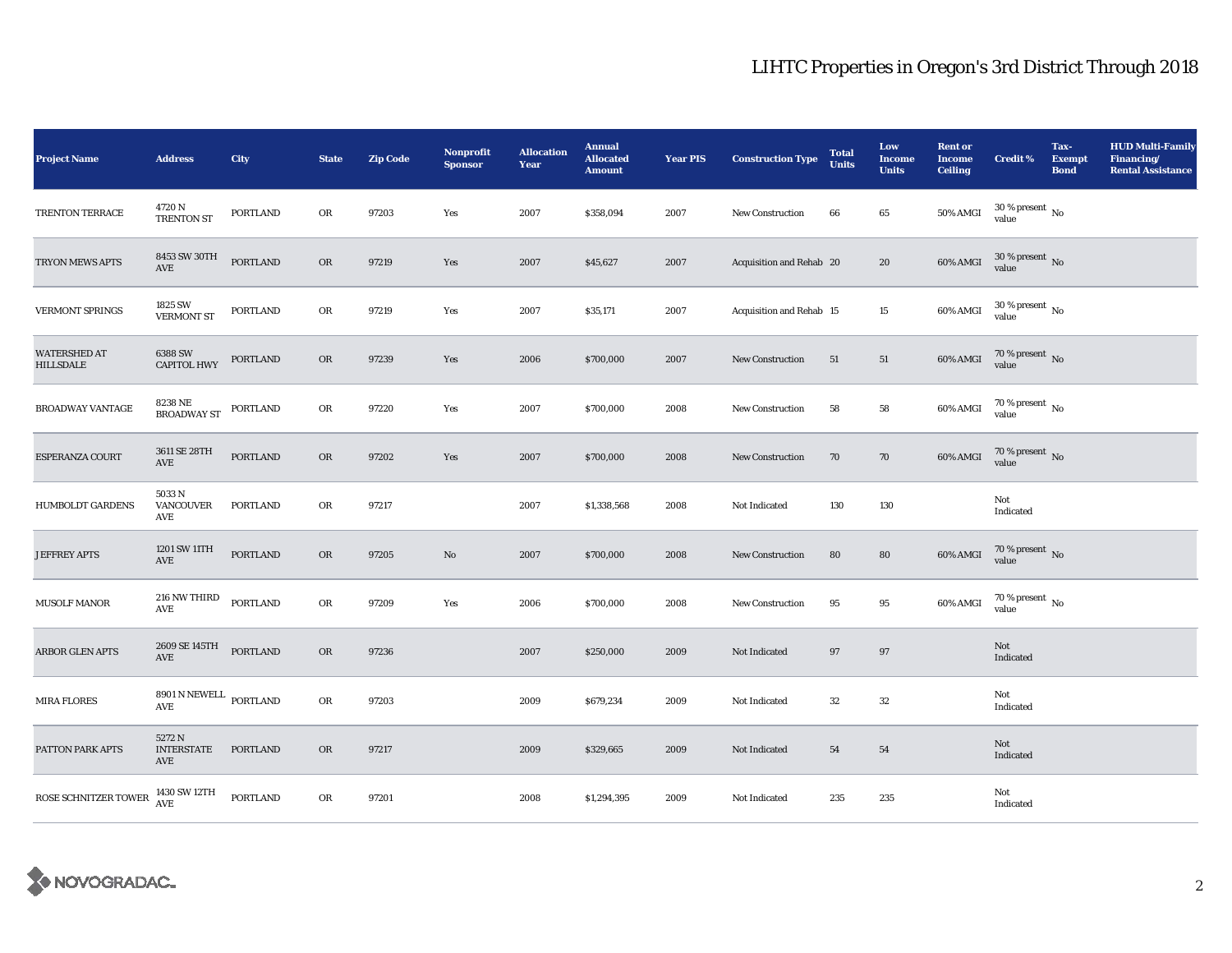# LIHTC Properties in Oregon's 3rd District Through 2018

| Project Name | Address | City | State | Zip Code | Nonprofit Sponsor | Allocation Year | Annual Allocated Amount | Year PIS | Construction Type | Total Units | Low Income Units | Rent or Income Ceiling | Credit % | Tax-Exempt Bond | HUD Multi-Family Financing/ Rental Assistance |
|---|---|---|---|---|---|---|---|---|---|---|---|---|---|---|---|
| TRENTON TERRACE | 4720 N TRENTON ST | PORTLAND | OR | 97203 | Yes | 2007 | $358,094 | 2007 | New Construction | 66 | 65 | 50% AMGI | 30 % present value | No | |
| TRYON MEWS APTS | 8453 SW 30TH AVE | PORTLAND | OR | 97219 | Yes | 2007 | $45,627 | 2007 | Acquisition and Rehab | 20 | 20 | 60% AMGI | 30 % present value | No | |
| VERMONT SPRINGS | 1825 SW VERMONT ST | PORTLAND | OR | 97219 | Yes | 2007 | $35,171 | 2007 | Acquisition and Rehab | 15 | 15 | 60% AMGI | 30 % present value | No | |
| WATERSHED AT HILLSDALE | 6388 SW CAPITOL HWY | PORTLAND | OR | 97239 | Yes | 2006 | $700,000 | 2007 | New Construction | 51 | 51 | 60% AMGI | 70 % present value | No | |
| BROADWAY VANTAGE | 8238 NE BROADWAY ST | PORTLAND | OR | 97220 | Yes | 2007 | $700,000 | 2008 | New Construction | 58 | 58 | 60% AMGI | 70 % present value | No | |
| ESPERANZA COURT | 3611 SE 28TH AVE | PORTLAND | OR | 97202 | Yes | 2007 | $700,000 | 2008 | New Construction | 70 | 70 | 60% AMGI | 70 % present value | No | |
| HUMBOLDT GARDENS | 5033 N VANCOUVER AVE | PORTLAND | OR | 97217 | | 2007 | $1,338,568 | 2008 | Not Indicated | 130 | 130 | | Not Indicated | | |
| JEFFREY APTS | 1201 SW 11TH AVE | PORTLAND | OR | 97205 | No | 2007 | $700,000 | 2008 | New Construction | 80 | 80 | 60% AMGI | 70 % present value | No | |
| MUSOLF MANOR | 216 NW THIRD AVE | PORTLAND | OR | 97209 | Yes | 2006 | $700,000 | 2008 | New Construction | 95 | 95 | 60% AMGI | 70 % present value | No | |
| ARBOR GLEN APTS | 2609 SE 145TH AVE | PORTLAND | OR | 97236 | | 2007 | $250,000 | 2009 | Not Indicated | 97 | 97 | | Not Indicated | | |
| MIRA FLORES | 8901 N NEWELL AVE | PORTLAND | OR | 97203 | | 2009 | $679,234 | 2009 | Not Indicated | 32 | 32 | | Not Indicated | | |
| PATTON PARK APTS | 5272 N INTERSTATE AVE | PORTLAND | OR | 97217 | | 2009 | $329,665 | 2009 | Not Indicated | 54 | 54 | | Not Indicated | | |
| ROSE SCHNITZER TOWER | 1430 SW 12TH AVE | PORTLAND | OR | 97201 | | 2008 | $1,294,395 | 2009 | Not Indicated | 235 | 235 | | Not Indicated | | |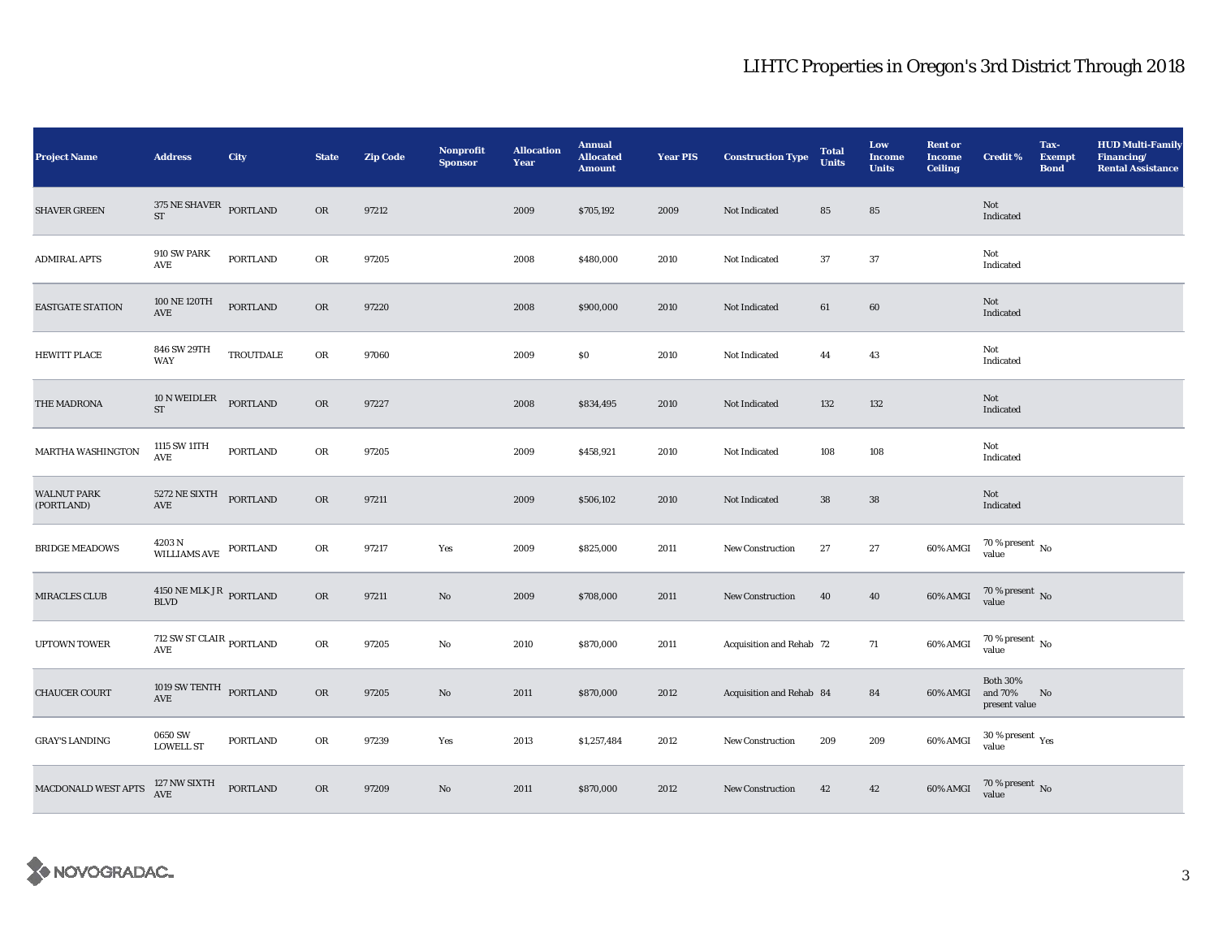# LIHTC Properties in Oregon's 3rd District Through 2018

| Project Name | Address | City | State | Zip Code | Nonprofit Sponsor | Allocation Year | Annual Allocated Amount | Year PIS | Construction Type | Total Units | Low Income Units | Rent or Income Ceiling | Credit % | Tax-Exempt Bond | HUD Multi-Family Financing/ Rental Assistance |
|---|---|---|---|---|---|---|---|---|---|---|---|---|---|---|---|
| SHAVER GREEN | 375 NE SHAVER ST | PORTLAND | OR | 97212 | | 2009 | $705,192 | 2009 | Not Indicated | 85 | 85 | | Not Indicated | | |
| ADMIRAL APTS | 910 SW PARK AVE | PORTLAND | OR | 97205 | | 2008 | $480,000 | 2010 | Not Indicated | 37 | 37 | | Not Indicated | | |
| EASTGATE STATION | 100 NE 120TH AVE | PORTLAND | OR | 97220 | | 2008 | $900,000 | 2010 | Not Indicated | 61 | 60 | | Not Indicated | | |
| HEWITT PLACE | 846 SW 29TH WAY | TROUTDALE | OR | 97060 | | 2009 | $0 | 2010 | Not Indicated | 44 | 43 | | Not Indicated | | |
| THE MADRONA | 10 N WEIDLER ST | PORTLAND | OR | 97227 | | 2008 | $834,495 | 2010 | Not Indicated | 132 | 132 | | Not Indicated | | |
| MARTHA WASHINGTON | 1115 SW 11TH AVE | PORTLAND | OR | 97205 | | 2009 | $458,921 | 2010 | Not Indicated | 108 | 108 | | Not Indicated | | |
| WALNUT PARK (PORTLAND) | 5272 NE SIXTH AVE | PORTLAND | OR | 97211 | | 2009 | $506,102 | 2010 | Not Indicated | 38 | 38 | | Not Indicated | | |
| BRIDGE MEADOWS | 4203 N WILLIAMS AVE | PORTLAND | OR | 97217 | Yes | 2009 | $825,000 | 2011 | New Construction | 27 | 27 | 60% AMGI | 70 % present value | No | |
| MIRACLES CLUB | 4150 NE MLK J R BLVD | PORTLAND | OR | 97211 | No | 2009 | $708,000 | 2011 | New Construction | 40 | 40 | 60% AMGI | 70 % present value | No | |
| UPTOWN TOWER | 712 SW ST CLAIR AVE | PORTLAND | OR | 97205 | No | 2010 | $870,000 | 2011 | Acquisition and Rehab | 72 | 71 | 60% AMGI | 70 % present value | No | |
| CHAUCER COURT | 1019 SW TENTH AVE | PORTLAND | OR | 97205 | No | 2011 | $870,000 | 2012 | Acquisition and Rehab | 84 | 84 | 60% AMGI | Both 30% and 70% present value | No | |
| GRAY'S LANDING | 0650 SW LOWELL ST | PORTLAND | OR | 97239 | Yes | 2013 | $1,257,484 | 2012 | New Construction | 209 | 209 | 60% AMGI | 30 % present value | Yes | |
| MACDONALD WEST APTS | 127 NW SIXTH AVE | PORTLAND | OR | 97209 | No | 2011 | $870,000 | 2012 | New Construction | 42 | 42 | 60% AMGI | 70 % present value | No | |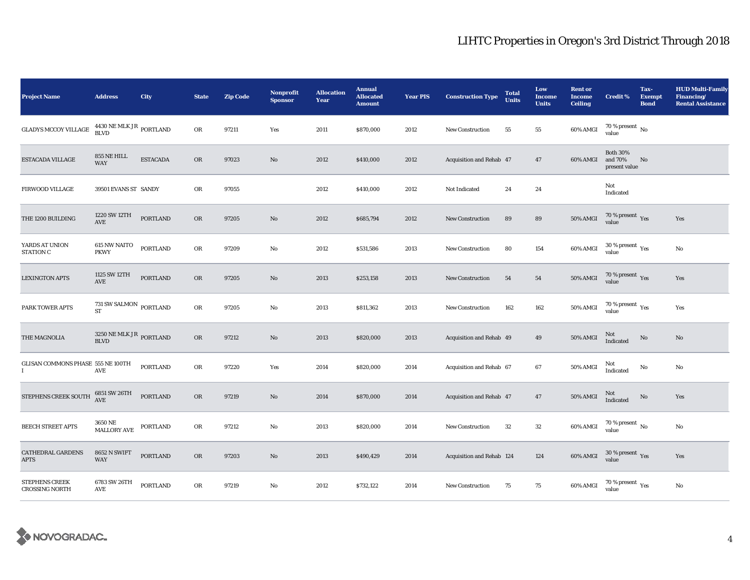# LIHTC Properties in Oregon's 3rd District Through 2018

| Project Name | Address | City | State | Zip Code | Nonprofit Sponsor | Allocation Year | Annual Allocated Amount | Year PIS | Construction Type | Total Units | Low Income Units | Rent or Income Ceiling | Credit % | Tax-Exempt Bond | HUD Multi-Family Financing/ Rental Assistance |
|---|---|---|---|---|---|---|---|---|---|---|---|---|---|---|---|
| GLADYS MCCOY VILLAGE | 4430 NE MLK JR BLVD | PORTLAND | OR | 97211 | Yes | 2011 | $870,000 | 2012 | New Construction | 55 | 55 | 60% AMGI | 70 % present value | No | |
| ESTACADA VILLAGE | 855 NE HILL WAY | ESTACADA | OR | 97023 | No | 2012 | $410,000 | 2012 | Acquisition and Rehab | 47 | 47 | 60% AMGI | Both 30% and 70% present value | No | |
| FIRWOOD VILLAGE | 39501 EVANS ST | SANDY | OR | 97055 | | 2012 | $410,000 | 2012 | Not Indicated | 24 | 24 | | Not Indicated | | |
| THE 1200 BUILDING | 1220 SW 12TH AVE | PORTLAND | OR | 97205 | No | 2012 | $685,794 | 2012 | New Construction | 89 | 89 | 50% AMGI | 70 % present value | Yes | Yes |
| YARDS AT UNION STATION C | 615 NW NAITO PKWY | PORTLAND | OR | 97209 | No | 2012 | $531,586 | 2013 | New Construction | 80 | 154 | 60% AMGI | 30 % present value | Yes | No |
| LEXINGTON APTS | 1125 SW 12TH AVE | PORTLAND | OR | 97205 | No | 2013 | $253,158 | 2013 | New Construction | 54 | 54 | 50% AMGI | 70 % present value | Yes | Yes |
| PARK TOWER APTS | 731 SW SALMON ST | PORTLAND | OR | 97205 | No | 2013 | $811,362 | 2013 | New Construction | 162 | 162 | 50% AMGI | 70 % present value | Yes | Yes |
| THE MAGNOLIA | 3250 NE MLK JR BLVD | PORTLAND | OR | 97212 | No | 2013 | $820,000 | 2013 | Acquisition and Rehab | 49 | 49 | 50% AMGI | Not Indicated | No | No |
| GLISAN COMMONS PHASE I | 555 NE 100TH AVE | PORTLAND | OR | 97220 | Yes | 2014 | $820,000 | 2014 | Acquisition and Rehab | 67 | 67 | 50% AMGI | Not Indicated | No | No |
| STEPHENS CREEK SOUTH | 6851 SW 26TH AVE | PORTLAND | OR | 97219 | No | 2014 | $870,000 | 2014 | Acquisition and Rehab | 47 | 47 | 50% AMGI | Not Indicated | No | Yes |
| BEECH STREET APTS | 3650 NE MALLORY AVE | PORTLAND | OR | 97212 | No | 2013 | $820,000 | 2014 | New Construction | 32 | 32 | 60% AMGI | 70 % present value | No | No |
| CATHEDRAL GARDENS APTS | 8652 N SWIFT WAY | PORTLAND | OR | 97203 | No | 2013 | $490,429 | 2014 | Acquisition and Rehab | 124 | 124 | 60% AMGI | 30 % present value | Yes | Yes |
| STEPHENS CREEK CROSSING NORTH | 6783 SW 26TH AVE | PORTLAND | OR | 97219 | No | 2012 | $732,122 | 2014 | New Construction | 75 | 75 | 60% AMGI | 70 % present value | Yes | No |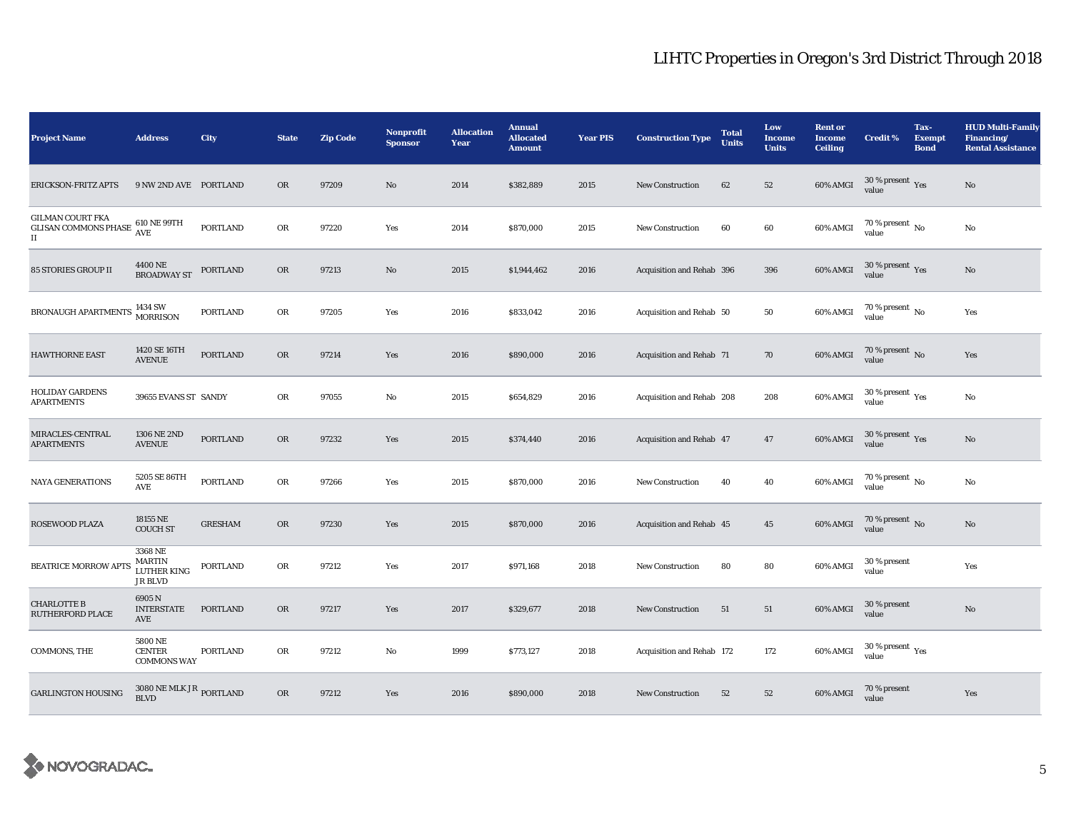# LIHTC Properties in Oregon's 3rd District Through 2018

| Project Name | Address | City | State | Zip Code | Nonprofit Sponsor | Allocation Year | Annual Allocated Amount | Year PIS | Construction Type | Total Units | Low Income Units | Rent or Income Ceiling | Credit % | Tax-Exempt Bond | HUD Multi-Family Financing/ Rental Assistance |
|---|---|---|---|---|---|---|---|---|---|---|---|---|---|---|---|
| ERICKSON-FRITZ APTS | 9 NW 2ND AVE | PORTLAND | OR | 97209 | No | 2014 | $382,889 | 2015 | New Construction | 62 | 52 | 60% AMGI | 30 % present value | Yes | No |
| GILMAN COURT FKA GLISAN COMMONS PHASE II | 610 NE 99TH AVE | PORTLAND | OR | 97220 | Yes | 2014 | $870,000 | 2015 | New Construction | 60 | 60 | 60% AMGI | 70 % present value | No | No |
| 85 STORIES GROUP II | 4400 NE BROADWAY ST | PORTLAND | OR | 97213 | No | 2015 | $1,944,462 | 2016 | Acquisition and Rehab | 396 | 396 | 60% AMGI | 30 % present value | Yes | No |
| BRONAUGH APARTMENTS | 1434 SW MORRISON | PORTLAND | OR | 97205 | Yes | 2016 | $833,042 | 2016 | Acquisition and Rehab | 50 | 50 | 60% AMGI | 70 % present value | No | Yes |
| HAWTHORNE EAST | 1420 SE 16TH AVENUE | PORTLAND | OR | 97214 | Yes | 2016 | $890,000 | 2016 | Acquisition and Rehab | 71 | 70 | 60% AMGI | 70 % present value | No | Yes |
| HOLIDAY GARDENS APARTMENTS | 39655 EVANS ST | SANDY | OR | 97055 | No | 2015 | $654,829 | 2016 | Acquisition and Rehab | 208 | 208 | 60% AMGI | 30 % present value | Yes | No |
| MIRACLES-CENTRAL APARTMENTS | 1306 NE 2ND AVENUE | PORTLAND | OR | 97232 | Yes | 2015 | $374,440 | 2016 | Acquisition and Rehab | 47 | 47 | 60% AMGI | 30 % present value | Yes | No |
| NAYA GENERATIONS | 5205 SE 86TH AVE | PORTLAND | OR | 97266 | Yes | 2015 | $870,000 | 2016 | New Construction | 40 | 40 | 60% AMGI | 70 % present value | No | No |
| ROSEWOOD PLAZA | 18155 NE COUCH ST | GRESHAM | OR | 97230 | Yes | 2015 | $870,000 | 2016 | Acquisition and Rehab | 45 | 45 | 60% AMGI | 70 % present value | No | No |
| BEATRICE MORROW APTS | 3368 NE MARTIN LUTHER KING JR BLVD | PORTLAND | OR | 97212 | Yes | 2017 | $971,168 | 2018 | New Construction | 80 | 80 | 60% AMGI | 30 % present value | | Yes |
| CHARLOTTE B RUTHERFORD PLACE | 6905 N INTERSTATE AVE | PORTLAND | OR | 97217 | Yes | 2017 | $329,677 | 2018 | New Construction | 51 | 51 | 60% AMGI | 30 % present value | | No |
| COMMONS, THE | 5800 NE CENTER COMMONS WAY | PORTLAND | OR | 97212 | No | 1999 | $773,127 | 2018 | Acquisition and Rehab | 172 | 172 | 60% AMGI | 30 % present value | Yes | |
| GARLINGTON HOUSING | 3080 NE MLK JR BLVD | PORTLAND | OR | 97212 | Yes | 2016 | $890,000 | 2018 | New Construction | 52 | 52 | 60% AMGI | 70 % present value | | Yes |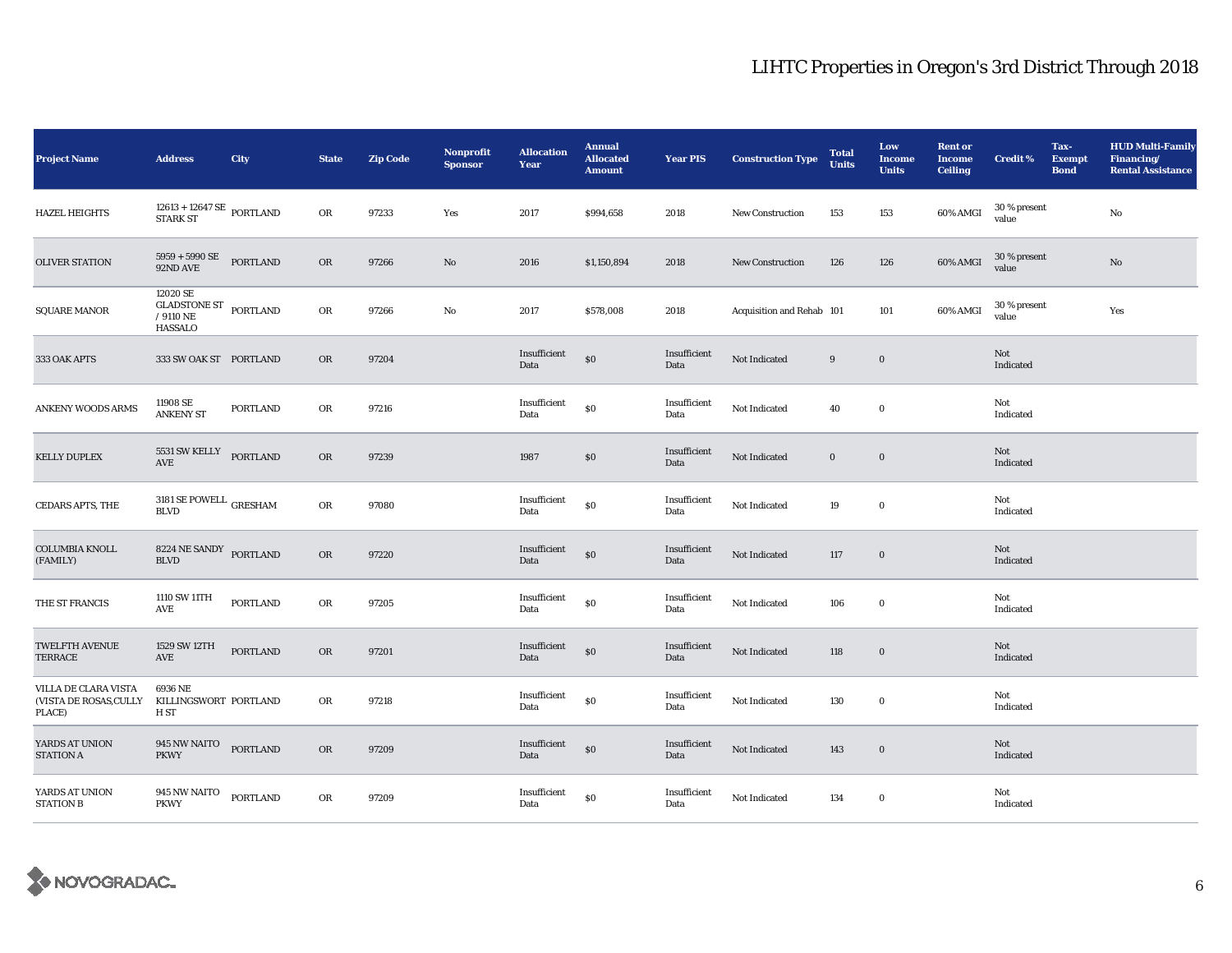# LIHTC Properties in Oregon's 3rd District Through 2018

| Project Name | Address | City | State | Zip Code | Nonprofit Sponsor | Allocation Year | Annual Allocated Amount | Year PIS | Construction Type | Total Units | Low Income Units | Rent or Income Ceiling | Credit % | Tax-Exempt Bond | HUD Multi-Family Financing/ Rental Assistance |
|---|---|---|---|---|---|---|---|---|---|---|---|---|---|---|---|
| HAZEL HEIGHTS | 12613 + 12647 SE STARK ST | PORTLAND | OR | 97233 | Yes | 2017 | $994,658 | 2018 | New Construction | 153 | 153 | 60% AMGI | 30 % present value | | No |
| OLIVER STATION | 5959 + 5990 SE 92ND AVE | PORTLAND | OR | 97266 | No | 2016 | $1,150,894 | 2018 | New Construction | 126 | 126 | 60% AMGI | 30 % present value | | No |
| SQUARE MANOR | 12020 SE GLADSTONE ST / 9110 NE HASSALO | PORTLAND | OR | 97266 | No | 2017 | $578,008 | 2018 | Acquisition and Rehab | 101 | 101 | 60% AMGI | 30 % present value | | Yes |
| 333 OAK APTS | 333 SW OAK ST | PORTLAND | OR | 97204 | | Insufficient Data | $0 | Insufficient Data | Not Indicated | 9 | 0 | | Not Indicated | | |
| ANKENY WOODS ARMS | 11908 SE ANKENY ST | PORTLAND | OR | 97216 | | Insufficient Data | $0 | Insufficient Data | Not Indicated | 40 | 0 | | Not Indicated | | |
| KELLY DUPLEX | 5531 SW KELLY AVE | PORTLAND | OR | 97239 | | 1987 | $0 | Insufficient Data | Not Indicated | 0 | 0 | | Not Indicated | | |
| CEDARS APTS, THE | 3181 SE POWELL BLVD | GRESHAM | OR | 97080 | | Insufficient Data | $0 | Insufficient Data | Not Indicated | 19 | 0 | | Not Indicated | | |
| COLUMBIA KNOLL (FAMILY) | 8224 NE SANDY BLVD | PORTLAND | OR | 97220 | | Insufficient Data | $0 | Insufficient Data | Not Indicated | 117 | 0 | | Not Indicated | | |
| THE ST FRANCIS | 1110 SW 11TH AVE | PORTLAND | OR | 97205 | | Insufficient Data | $0 | Insufficient Data | Not Indicated | 106 | 0 | | Not Indicated | | |
| TWELFTH AVENUE TERRACE | 1529 SW 12TH AVE | PORTLAND | OR | 97201 | | Insufficient Data | $0 | Insufficient Data | Not Indicated | 118 | 0 | | Not Indicated | | |
| VILLA DE CLARA VISTA (VISTA DE ROSAS,CULLY PLACE) | 6936 NE KILLINGSWORTH ST | PORTLAND | OR | 97218 | | Insufficient Data | $0 | Insufficient Data | Not Indicated | 130 | 0 | | Not Indicated | | |
| YARDS AT UNION STATION A | 945 NW NAITO PKWY | PORTLAND | OR | 97209 | | Insufficient Data | $0 | Insufficient Data | Not Indicated | 143 | 0 | | Not Indicated | | |
| YARDS AT UNION STATION B | 945 NW NAITO PKWY | PORTLAND | OR | 97209 | | Insufficient Data | $0 | Insufficient Data | Not Indicated | 134 | 0 | | Not Indicated | | |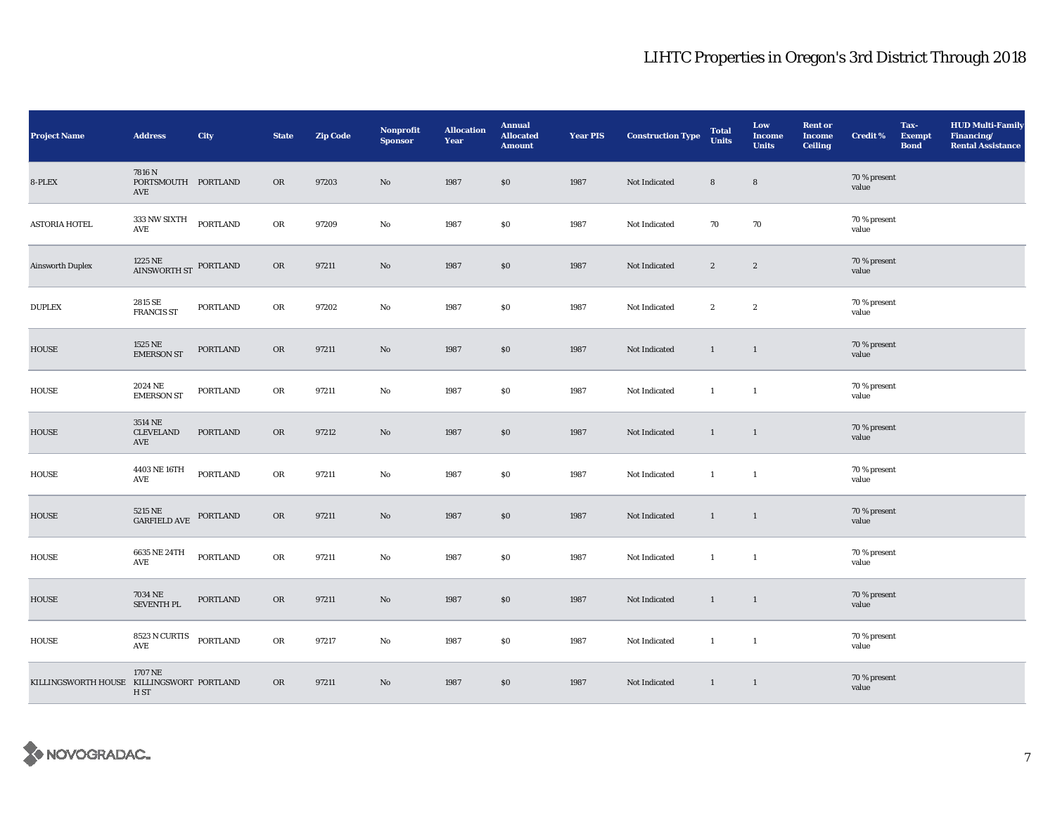# LIHTC Properties in Oregon's 3rd District Through 2018

| Project Name | Address | City | State | Zip Code | Nonprofit Sponsor | Allocation Year | Annual Allocated Amount | Year PIS | Construction Type | Total Units | Low Income Units | Rent or Income Ceiling | Credit % | Tax-Exempt Bond | HUD Multi-Family Financing/ Rental Assistance |
|---|---|---|---|---|---|---|---|---|---|---|---|---|---|---|---|
| 8-PLEX | 7816 N PORTSMOUTH AVE | PORTLAND | OR | 97203 | No | 1987 | $0 | 1987 | Not Indicated | 8 | 8 | | 70 % present value | | |
| ASTORIA HOTEL | 333 NW SIXTH AVE | PORTLAND | OR | 97209 | No | 1987 | $0 | 1987 | Not Indicated | 70 | 70 | | 70 % present value | | |
| Ainsworth Duplex | 1225 NE AINSWORTH ST | PORTLAND | OR | 97211 | No | 1987 | $0 | 1987 | Not Indicated | 2 | 2 | | 70 % present value | | |
| DUPLEX | 2815 SE FRANCIS ST | PORTLAND | OR | 97202 | No | 1987 | $0 | 1987 | Not Indicated | 2 | 2 | | 70 % present value | | |
| HOUSE | 1525 NE EMERSON ST | PORTLAND | OR | 97211 | No | 1987 | $0 | 1987 | Not Indicated | 1 | 1 | | 70 % present value | | |
| HOUSE | 2024 NE EMERSON ST | PORTLAND | OR | 97211 | No | 1987 | $0 | 1987 | Not Indicated | 1 | 1 | | 70 % present value | | |
| HOUSE | 3514 NE CLEVELAND AVE | PORTLAND | OR | 97212 | No | 1987 | $0 | 1987 | Not Indicated | 1 | 1 | | 70 % present value | | |
| HOUSE | 4403 NE 16TH AVE | PORTLAND | OR | 97211 | No | 1987 | $0 | 1987 | Not Indicated | 1 | 1 | | 70 % present value | | |
| HOUSE | 5215 NE GARFIELD AVE | PORTLAND | OR | 97211 | No | 1987 | $0 | 1987 | Not Indicated | 1 | 1 | | 70 % present value | | |
| HOUSE | 6635 NE 24TH AVE | PORTLAND | OR | 97211 | No | 1987 | $0 | 1987 | Not Indicated | 1 | 1 | | 70 % present value | | |
| HOUSE | 7034 NE SEVENTH PL | PORTLAND | OR | 97211 | No | 1987 | $0 | 1987 | Not Indicated | 1 | 1 | | 70 % present value | | |
| HOUSE | 8523 N CURTIS AVE | PORTLAND | OR | 97217 | No | 1987 | $0 | 1987 | Not Indicated | 1 | 1 | | 70 % present value | | |
| KILLINGSWORTH HOUSE | 1707 NE KILLINGSWORTH ST | PORTLAND | OR | 97211 | No | 1987 | $0 | 1987 | Not Indicated | 1 | 1 | | 70 % present value | | |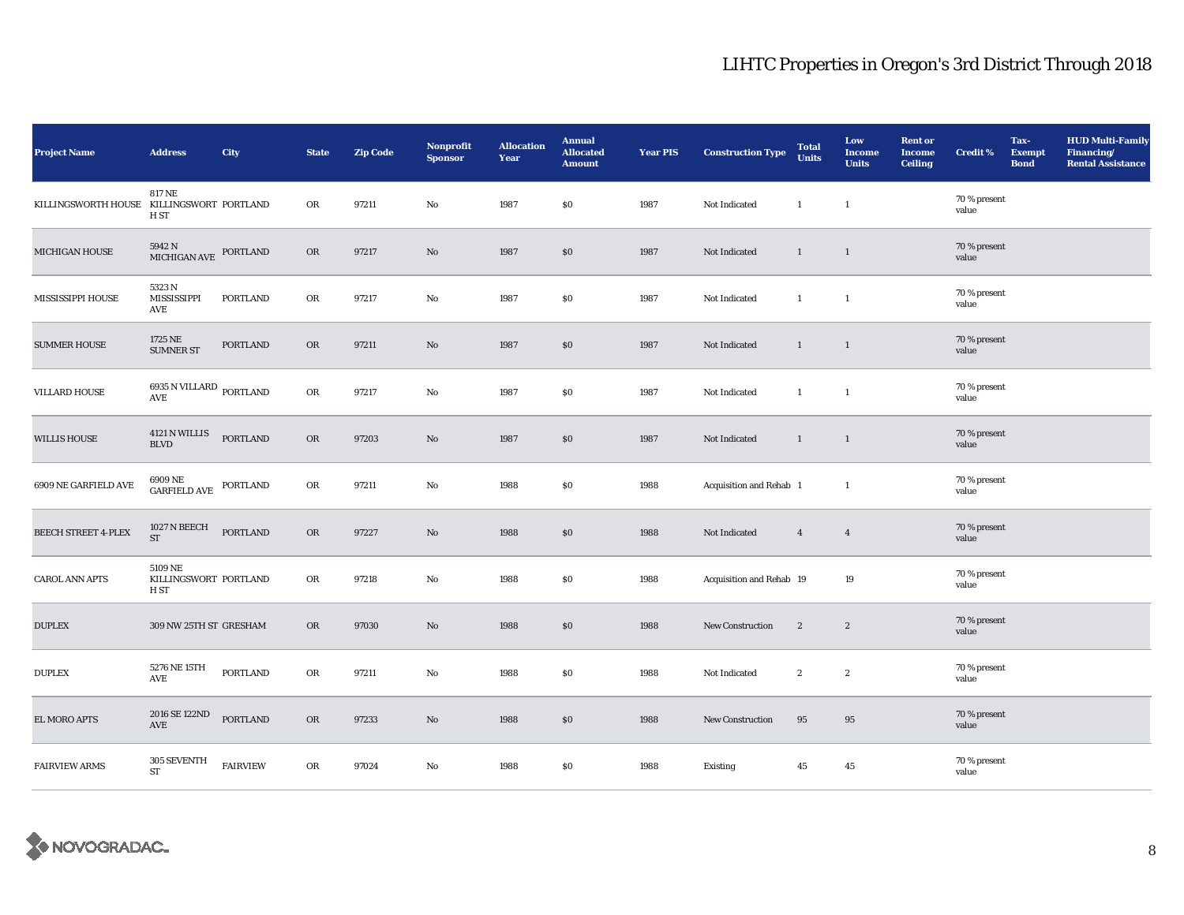# LIHTC Properties in Oregon's 3rd District Through 2018

| Project Name | Address | City | State | Zip Code | Nonprofit Sponsor | Allocation Year | Annual Allocated Amount | Year PIS | Construction Type | Total Units | Low Income Units | Rent or Income Ceiling | Credit % | Tax-Exempt Bond | HUD Multi-Family Financing/ Rental Assistance |
|---|---|---|---|---|---|---|---|---|---|---|---|---|---|---|---|
| KILLINGSWORTH HOUSE | 817 NE KILLINGSWORTH ST | PORTLAND | OR | 97211 | No | 1987 | $0 | 1987 | Not Indicated | 1 | 1 | | 70 % present value | | |
| MICHIGAN HOUSE | 5942 N MICHIGAN AVE | PORTLAND | OR | 97217 | No | 1987 | $0 | 1987 | Not Indicated | 1 | 1 | | 70 % present value | | |
| MISSISSIPPI HOUSE | 5323 N MISSISSIPPI AVE | PORTLAND | OR | 97217 | No | 1987 | $0 | 1987 | Not Indicated | 1 | 1 | | 70 % present value | | |
| SUMMER HOUSE | 1725 NE SUMNER ST | PORTLAND | OR | 97211 | No | 1987 | $0 | 1987 | Not Indicated | 1 | 1 | | 70 % present value | | |
| VILLARD HOUSE | 6935 N VILLARD AVE | PORTLAND | OR | 97217 | No | 1987 | $0 | 1987 | Not Indicated | 1 | 1 | | 70 % present value | | |
| WILLIS HOUSE | 4121 N WILLIS BLVD | PORTLAND | OR | 97203 | No | 1987 | $0 | 1987 | Not Indicated | 1 | 1 | | 70 % present value | | |
| 6909 NE GARFIELD AVE | 6909 NE GARFIELD AVE | PORTLAND | OR | 97211 | No | 1988 | $0 | 1988 | Acquisition and Rehab | 1 | 1 | | 70 % present value | | |
| BEECH STREET 4-PLEX | 1027 N BEECH ST | PORTLAND | OR | 97227 | No | 1988 | $0 | 1988 | Not Indicated | 4 | 4 | | 70 % present value | | |
| CAROL ANN APTS | 5109 NE KILLINGSWORTH ST | PORTLAND | OR | 97218 | No | 1988 | $0 | 1988 | Acquisition and Rehab | 19 | 19 | | 70 % present value | | |
| DUPLEX | 309 NW 25TH ST | GRESHAM | OR | 97030 | No | 1988 | $0 | 1988 | New Construction | 2 | 2 | | 70 % present value | | |
| DUPLEX | 5276 NE 15TH AVE | PORTLAND | OR | 97211 | No | 1988 | $0 | 1988 | Not Indicated | 2 | 2 | | 70 % present value | | |
| EL MORO APTS | 2016 SE 122ND AVE | PORTLAND | OR | 97233 | No | 1988 | $0 | 1988 | New Construction | 95 | 95 | | 70 % present value | | |
| FAIRVIEW ARMS | 305 SEVENTH ST | FAIRVIEW | OR | 97024 | No | 1988 | $0 | 1988 | Existing | 45 | 45 | | 70 % present value | | |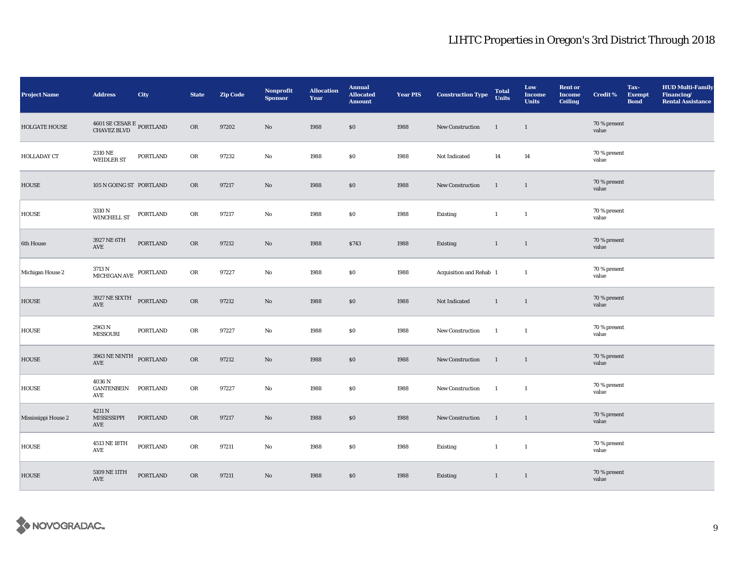## LIHTC Properties in Oregon's 3rd District Through 2018

| Project Name | Address | City | State | Zip Code | Nonprofit Sponsor | Allocation Year | Annual Allocated Amount | Year PIS | Construction Type | Total Units | Low Income Units | Rent or Income Ceiling | Credit % | Tax-Exempt Bond | HUD Multi-Family Financing/ Rental Assistance |
|---|---|---|---|---|---|---|---|---|---|---|---|---|---|---|---|
| HOLGATE HOUSE | 4601 SE CESAR E CHAVEZ BLVD | PORTLAND | OR | 97202 | No | 1988 | $0 | 1988 | New Construction | 1 | 1 | | 70 % present value | | |
| HOLLADAY CT | 2310 NE WEIDLER ST | PORTLAND | OR | 97232 | No | 1988 | $0 | 1988 | Not Indicated | 14 | 14 | | 70 % present value | | |
| HOUSE | 105 N GOING ST | PORTLAND | OR | 97217 | No | 1988 | $0 | 1988 | New Construction | 1 | 1 | | 70 % present value | | |
| HOUSE | 3310 N WINCHELL ST | PORTLAND | OR | 97217 | No | 1988 | $0 | 1988 | Existing | 1 | 1 | | 70 % present value | | |
| 6th House | 3927 NE 6TH AVE | PORTLAND | OR | 97212 | No | 1988 | $743 | 1988 | Existing | 1 | 1 | | 70 % present value | | |
| Michigan House 2 | 3713 N MICHIGAN AVE | PORTLAND | OR | 97227 | No | 1988 | $0 | 1988 | Acquisition and Rehab | 1 | 1 | | 70 % present value | | |
| HOUSE | 3927 NE SIXTH AVE | PORTLAND | OR | 97212 | No | 1988 | $0 | 1988 | Not Indicated | 1 | 1 | | 70 % present value | | |
| HOUSE | 2963 N MISSOURI | PORTLAND | OR | 97227 | No | 1988 | $0 | 1988 | New Construction | 1 | 1 | | 70 % present value | | |
| HOUSE | 3963 NE NINTH AVE | PORTLAND | OR | 97212 | No | 1988 | $0 | 1988 | New Construction | 1 | 1 | | 70 % present value | | |
| HOUSE | 4036 N GANTENBEIN AVE | PORTLAND | OR | 97227 | No | 1988 | $0 | 1988 | New Construction | 1 | 1 | | 70 % present value | | |
| Mississippi House 2 | 4211 N MISSISSIPPI AVE | PORTLAND | OR | 97217 | No | 1988 | $0 | 1988 | New Construction | 1 | 1 | | 70 % present value | | |
| HOUSE | 4513 NE 18TH AVE | PORTLAND | OR | 97211 | No | 1988 | $0 | 1988 | Existing | 1 | 1 | | 70 % present value | | |
| HOUSE | 5109 NE 11TH AVE | PORTLAND | OR | 97211 | No | 1988 | $0 | 1988 | Existing | 1 | 1 | | 70 % present value | | |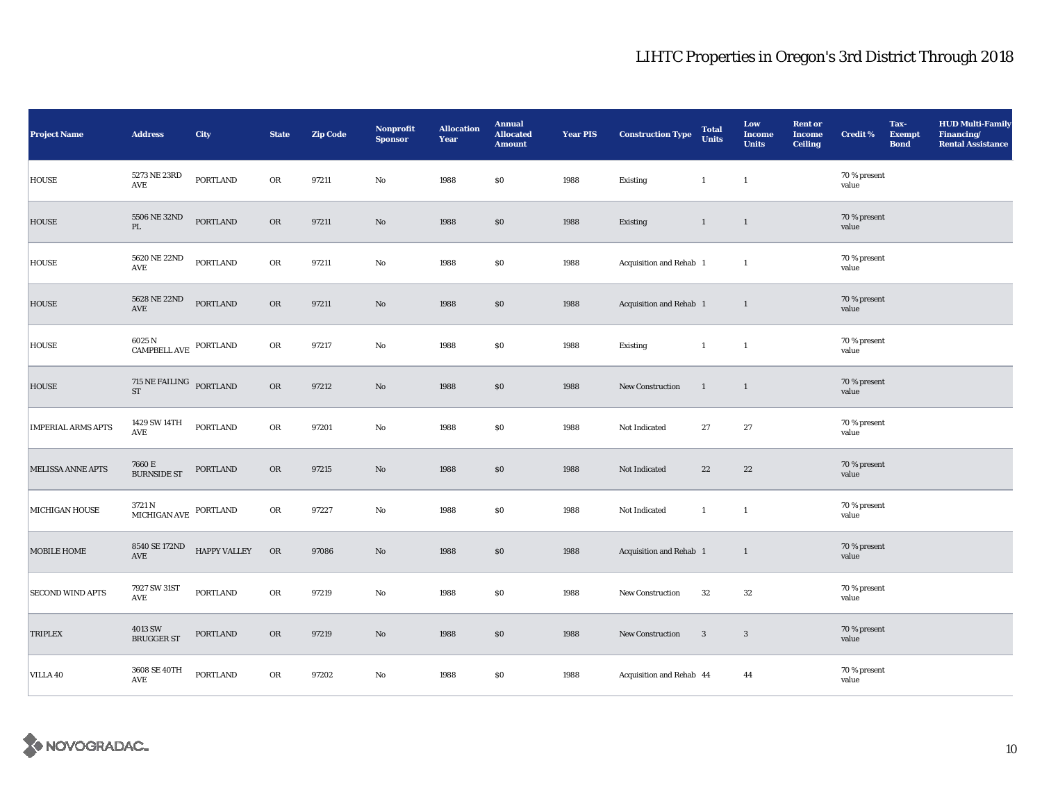# LIHTC Properties in Oregon's 3rd District Through 2018

| Project Name | Address | City | State | Zip Code | Nonprofit Sponsor | Allocation Year | Annual Allocated Amount | Year PIS | Construction Type | Total Units | Low Income Units | Rent or Income Ceiling | Credit % | Tax-Exempt Bond | HUD Multi-Family Financing/ Rental Assistance |
|---|---|---|---|---|---|---|---|---|---|---|---|---|---|---|---|
| HOUSE | 5273 NE 23RD AVE | PORTLAND | OR | 97211 | No | 1988 | $0 | 1988 | Existing | 1 | 1 | | 70 % present value | | |
| HOUSE | 5506 NE 32ND PL | PORTLAND | OR | 97211 | No | 1988 | $0 | 1988 | Existing | 1 | 1 | | 70 % present value | | |
| HOUSE | 5620 NE 22ND AVE | PORTLAND | OR | 97211 | No | 1988 | $0 | 1988 | Acquisition and Rehab | 1 | 1 | | 70 % present value | | |
| HOUSE | 5628 NE 22ND AVE | PORTLAND | OR | 97211 | No | 1988 | $0 | 1988 | Acquisition and Rehab | 1 | 1 | | 70 % present value | | |
| HOUSE | 6025 N CAMPBELL AVE | PORTLAND | OR | 97217 | No | 1988 | $0 | 1988 | Existing | 1 | 1 | | 70 % present value | | |
| HOUSE | 715 NE FAILING ST | PORTLAND | OR | 97212 | No | 1988 | $0 | 1988 | New Construction | 1 | 1 | | 70 % present value | | |
| IMPERIAL ARMS APTS | 1429 SW 14TH AVE | PORTLAND | OR | 97201 | No | 1988 | $0 | 1988 | Not Indicated | 27 | 27 | | 70 % present value | | |
| MELISSA ANNE APTS | 7660 E BURNSIDE ST | PORTLAND | OR | 97215 | No | 1988 | $0 | 1988 | Not Indicated | 22 | 22 | | 70 % present value | | |
| MICHIGAN HOUSE | 3721 N MICHIGAN AVE | PORTLAND | OR | 97227 | No | 1988 | $0 | 1988 | Not Indicated | 1 | 1 | | 70 % present value | | |
| MOBILE HOME | 8540 SE 172ND AVE | HAPPY VALLEY | OR | 97086 | No | 1988 | $0 | 1988 | Acquisition and Rehab | 1 | 1 | | 70 % present value | | |
| SECOND WIND APTS | 7927 SW 31ST AVE | PORTLAND | OR | 97219 | No | 1988 | $0 | 1988 | New Construction | 32 | 32 | | 70 % present value | | |
| TRIPLEX | 4013 SW BRUGGER ST | PORTLAND | OR | 97219 | No | 1988 | $0 | 1988 | New Construction | 3 | 3 | | 70 % present value | | |
| VILLA 40 | 3608 SE 40TH AVE | PORTLAND | OR | 97202 | No | 1988 | $0 | 1988 | Acquisition and Rehab | 44 | 44 | | 70 % present value | | |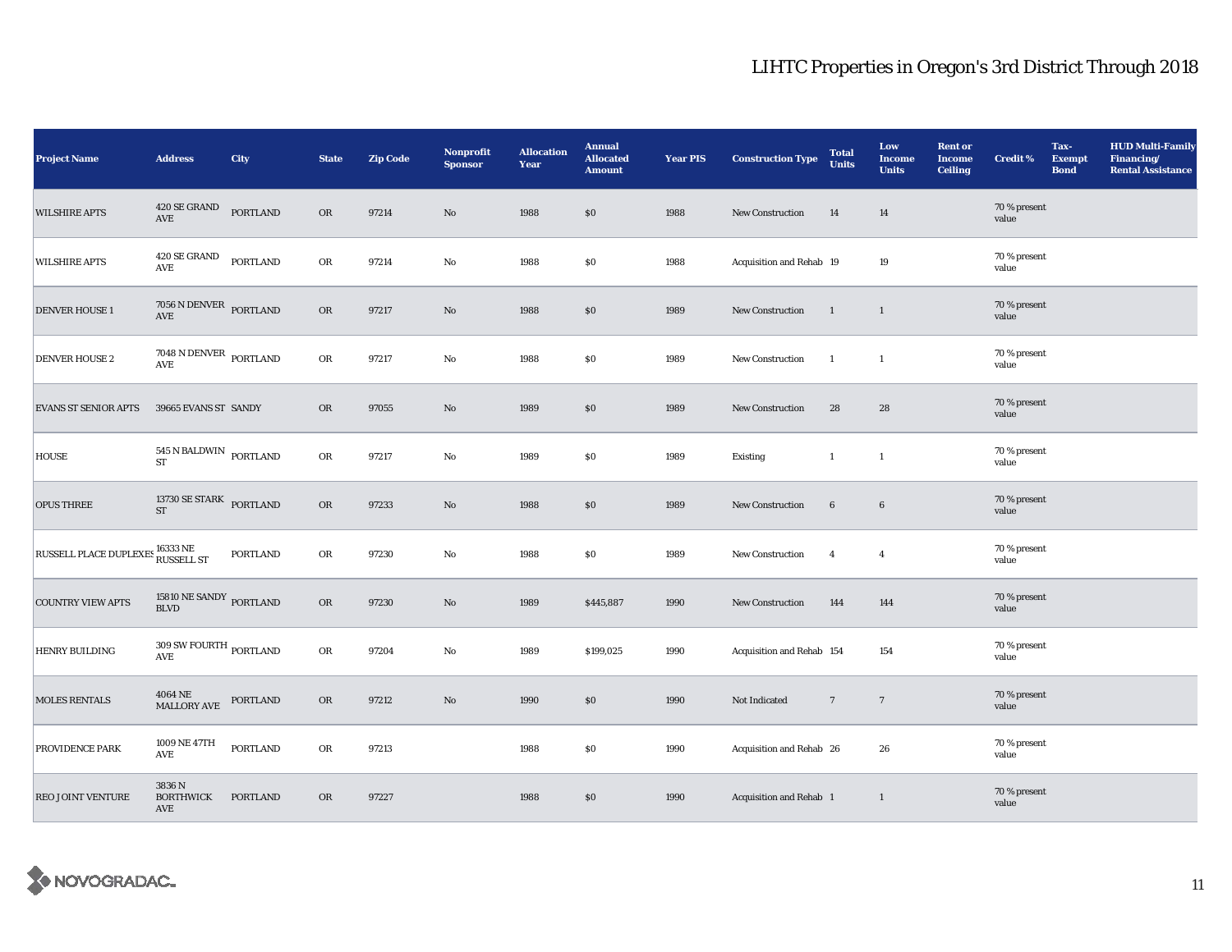# LIHTC Properties in Oregon's 3rd District Through 2018

| Project Name | Address | City | State | Zip Code | Nonprofit Sponsor | Allocation Year | Annual Allocated Amount | Year PIS | Construction Type | Total Units | Low Income Units | Rent or Income Ceiling | Credit % | Tax-Exempt Bond | HUD Multi-Family Financing/ Rental Assistance |
|---|---|---|---|---|---|---|---|---|---|---|---|---|---|---|---|
| WILSHIRE APTS | 420 SE GRAND AVE | PORTLAND | OR | 97214 | No | 1988 | $0 | 1988 | New Construction | 14 | 14 | | 70 % present value | | |
| WILSHIRE APTS | 420 SE GRAND AVE | PORTLAND | OR | 97214 | No | 1988 | $0 | 1988 | Acquisition and Rehab | 19 | 19 | | 70 % present value | | |
| DENVER HOUSE 1 | 7056 N DENVER AVE | PORTLAND | OR | 97217 | No | 1988 | $0 | 1989 | New Construction | 1 | 1 | | 70 % present value | | |
| DENVER HOUSE 2 | 7048 N DENVER AVE | PORTLAND | OR | 97217 | No | 1988 | $0 | 1989 | New Construction | 1 | 1 | | 70 % present value | | |
| EVANS ST SENIOR APTS | 39665 EVANS ST | SANDY | OR | 97055 | No | 1989 | $0 | 1989 | New Construction | 28 | 28 | | 70 % present value | | |
| HOUSE | 545 N BALDWIN ST | PORTLAND | OR | 97217 | No | 1989 | $0 | 1989 | Existing | 1 | 1 | | 70 % present value | | |
| OPUS THREE | 13730 SE STARK ST | PORTLAND | OR | 97233 | No | 1988 | $0 | 1989 | New Construction | 6 | 6 | | 70 % present value | | |
| RUSSELL PLACE DUPLEXES | 16333 NE RUSSELL ST | PORTLAND | OR | 97230 | No | 1988 | $0 | 1989 | New Construction | 4 | 4 | | 70 % present value | | |
| COUNTRY VIEW APTS | 15810 NE SANDY BLVD | PORTLAND | OR | 97230 | No | 1989 | $445,887 | 1990 | New Construction | 144 | 144 | | 70 % present value | | |
| HENRY BUILDING | 309 SW FOURTH AVE | PORTLAND | OR | 97204 | No | 1989 | $199,025 | 1990 | Acquisition and Rehab | 154 | 154 | | 70 % present value | | |
| MOLES RENTALS | 4064 NE MALLORY AVE | PORTLAND | OR | 97212 | No | 1990 | $0 | 1990 | Not Indicated | 7 | 7 | | 70 % present value | | |
| PROVIDENCE PARK | 1009 NE 47TH AVE | PORTLAND | OR | 97213 | | 1988 | $0 | 1990 | Acquisition and Rehab | 26 | 26 | | 70 % present value | | |
| REO JOINT VENTURE | 3836 N BORTHWICK AVE | PORTLAND | OR | 97227 | | 1988 | $0 | 1990 | Acquisition and Rehab | 1 | 1 | | 70 % present value | | |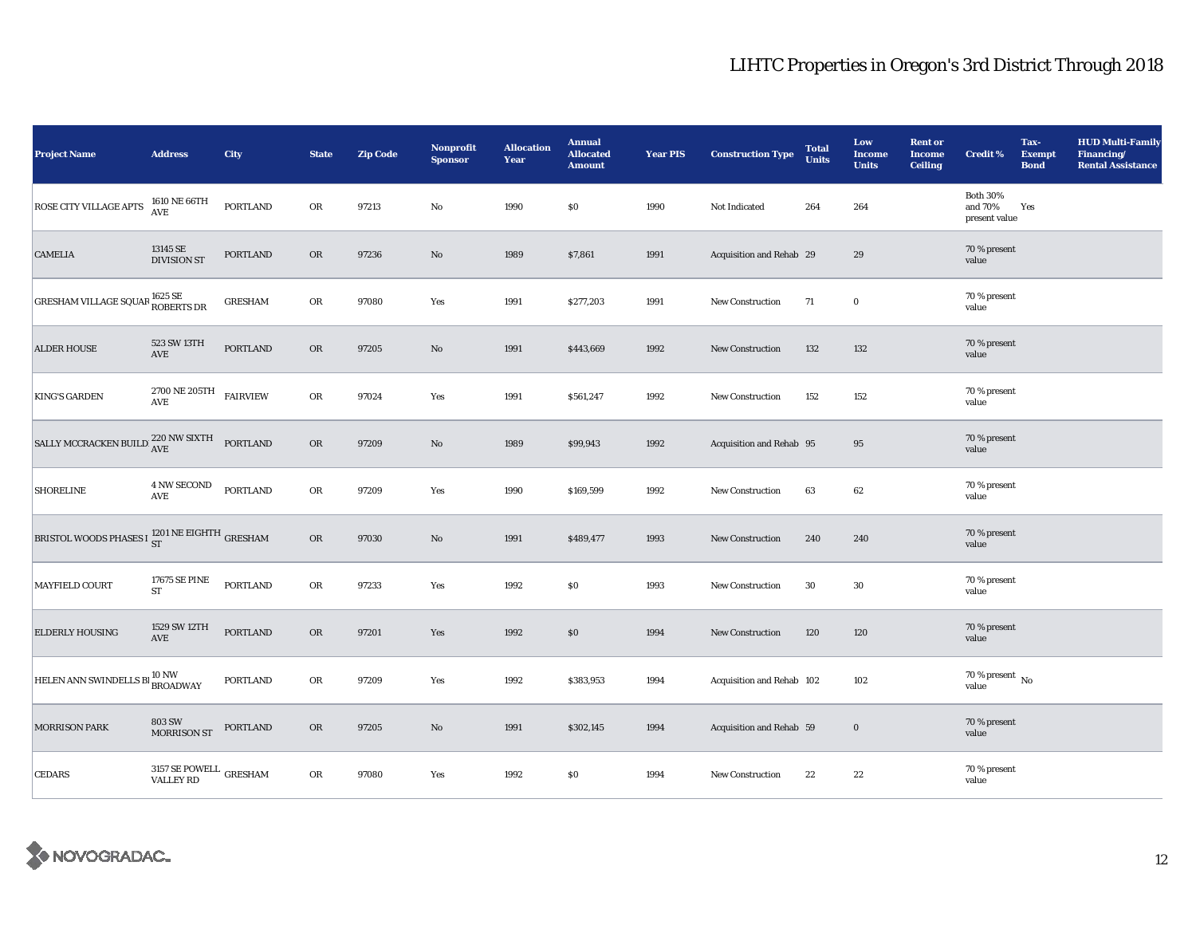# LIHTC Properties in Oregon's 3rd District Through 2018

| Project Name | Address | City | State | Zip Code | Nonprofit Sponsor | Allocation Year | Annual Allocated Amount | Year PIS | Construction Type | Total Units | Low Income Units | Rent or Income Ceiling | Credit % | Tax-Exempt Bond | HUD Multi-Family Financing/ Rental Assistance |
|---|---|---|---|---|---|---|---|---|---|---|---|---|---|---|---|
| ROSE CITY VILLAGE APTS | 1610 NE 66TH AVE | PORTLAND | OR | 97213 | No | 1990 | $0 | 1990 | Not Indicated | 264 | 264 | | Both 30% and 70% present value | Yes | |
| CAMELIA | 13145 SE DIVISION ST | PORTLAND | OR | 97236 | No | 1989 | $7,861 | 1991 | Acquisition and Rehab | 29 | 29 | | 70 % present value | | |
| GRESHAM VILLAGE SQUAR | 1625 SE ROBERTS DR | GRESHAM | OR | 97080 | Yes | 1991 | $277,203 | 1991 | New Construction | 71 | 0 | | 70 % present value | | |
| ALDER HOUSE | 523 SW 13TH AVE | PORTLAND | OR | 97205 | No | 1991 | $443,669 | 1992 | New Construction | 132 | 132 | | 70 % present value | | |
| KING'S GARDEN | 2700 NE 205TH AVE | FAIRVIEW | OR | 97024 | Yes | 1991 | $561,247 | 1992 | New Construction | 152 | 152 | | 70 % present value | | |
| SALLY MCCRACKEN BUILD | 220 NW SIXTH AVE | PORTLAND | OR | 97209 | No | 1989 | $99,943 | 1992 | Acquisition and Rehab | 95 | 95 | | 70 % present value | | |
| SHORELINE | 4 NW SECOND AVE | PORTLAND | OR | 97209 | Yes | 1990 | $169,599 | 1992 | New Construction | 63 | 62 | | 70 % present value | | |
| BRISTOL WOODS PHASES I | 1201 NE EIGHTH ST | GRESHAM | OR | 97030 | No | 1991 | $489,477 | 1993 | New Construction | 240 | 240 | | 70 % present value | | |
| MAYFIELD COURT | 17675 SE PINE ST | PORTLAND | OR | 97233 | Yes | 1992 | $0 | 1993 | New Construction | 30 | 30 | | 70 % present value | | |
| ELDERLY HOUSING | 1529 SW 12TH AVE | PORTLAND | OR | 97201 | Yes | 1992 | $0 | 1994 | New Construction | 120 | 120 | | 70 % present value | | |
| HELEN ANN SWINDELLS BI | 10 NW BROADWAY | PORTLAND | OR | 97209 | Yes | 1992 | $383,953 | 1994 | Acquisition and Rehab | 102 | 102 | | 70 % present value | No | |
| MORRISON PARK | 803 SW MORRISON ST | PORTLAND | OR | 97205 | No | 1991 | $302,145 | 1994 | Acquisition and Rehab | 59 | 0 | | 70 % present value | | |
| CEDARS | 3157 SE POWELL VALLEY RD | GRESHAM | OR | 97080 | Yes | 1992 | $0 | 1994 | New Construction | 22 | 22 | | 70 % present value | | |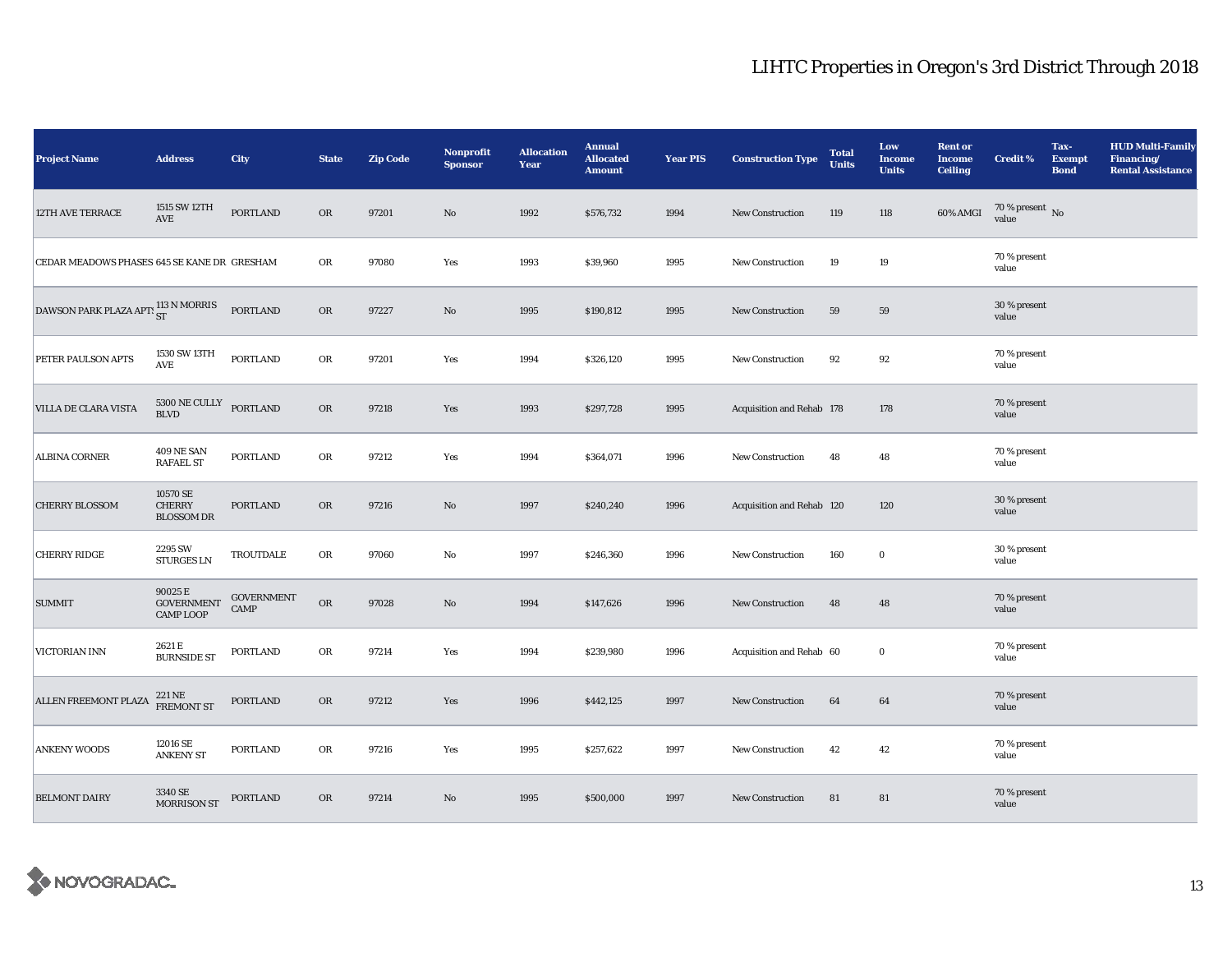# LIHTC Properties in Oregon's 3rd District Through 2018

| Project Name | Address | City | State | Zip Code | Nonprofit Sponsor | Allocation Year | Annual Allocated Amount | Year PIS | Construction Type | Total Units | Low Income Units | Rent or Income Ceiling | Credit % | Tax-Exempt Bond | HUD Multi-Family Financing/ Rental Assistance |
|---|---|---|---|---|---|---|---|---|---|---|---|---|---|---|---|
| 12TH AVE TERRACE | 1515 SW 12TH AVE | PORTLAND | OR | 97201 | No | 1992 | $576,732 | 1994 | New Construction | 119 | 118 | 60% AMGI | 70 % present value | No | |
| CEDAR MEADOWS PHASES | 645 SE KANE DR | GRESHAM | OR | 97080 | Yes | 1993 | $39,960 | 1995 | New Construction | 19 | 19 | | 70 % present value | | |
| DAWSON PARK PLAZA APTS | 113 N MORRIS ST | PORTLAND | OR | 97227 | No | 1995 | $190,812 | 1995 | New Construction | 59 | 59 | | 30 % present value | | |
| PETER PAULSON APTS | 1530 SW 13TH AVE | PORTLAND | OR | 97201 | Yes | 1994 | $326,120 | 1995 | New Construction | 92 | 92 | | 70 % present value | | |
| VILLA DE CLARA VISTA | 5300 NE CULLY BLVD | PORTLAND | OR | 97218 | Yes | 1993 | $297,728 | 1995 | Acquisition and Rehab | 178 | 178 | | 70 % present value | | |
| ALBINA CORNER | 409 NE SAN RAFAEL ST | PORTLAND | OR | 97212 | Yes | 1994 | $364,071 | 1996 | New Construction | 48 | 48 | | 70 % present value | | |
| CHERRY BLOSSOM | 10570 SE CHERRY BLOSSOM DR | PORTLAND | OR | 97216 | No | 1997 | $240,240 | 1996 | Acquisition and Rehab | 120 | 120 | | 30 % present value | | |
| CHERRY RIDGE | 2295 SW STURGES LN | TROUTDALE | OR | 97060 | No | 1997 | $246,360 | 1996 | New Construction | 160 | 0 | | 30 % present value | | |
| SUMMIT | 90025 E GOVERNMENT CAMP LOOP | GOVERNMENT CAMP | OR | 97028 | No | 1994 | $147,626 | 1996 | New Construction | 48 | 48 | | 70 % present value | | |
| VICTORIAN INN | 2621 E BURNSIDE ST | PORTLAND | OR | 97214 | Yes | 1994 | $239,980 | 1996 | Acquisition and Rehab | 60 | 0 | | 70 % present value | | |
| ALLEN FREEMONT PLAZA | 221 NE FREMONT ST | PORTLAND | OR | 97212 | Yes | 1996 | $442,125 | 1997 | New Construction | 64 | 64 | | 70 % present value | | |
| ANKENY WOODS | 12016 SE ANKENY ST | PORTLAND | OR | 97216 | Yes | 1995 | $257,622 | 1997 | New Construction | 42 | 42 | | 70 % present value | | |
| BELMONT DAIRY | 3340 SE MORRISON ST | PORTLAND | OR | 97214 | No | 1995 | $500,000 | 1997 | New Construction | 81 | 81 | | 70 % present value | | |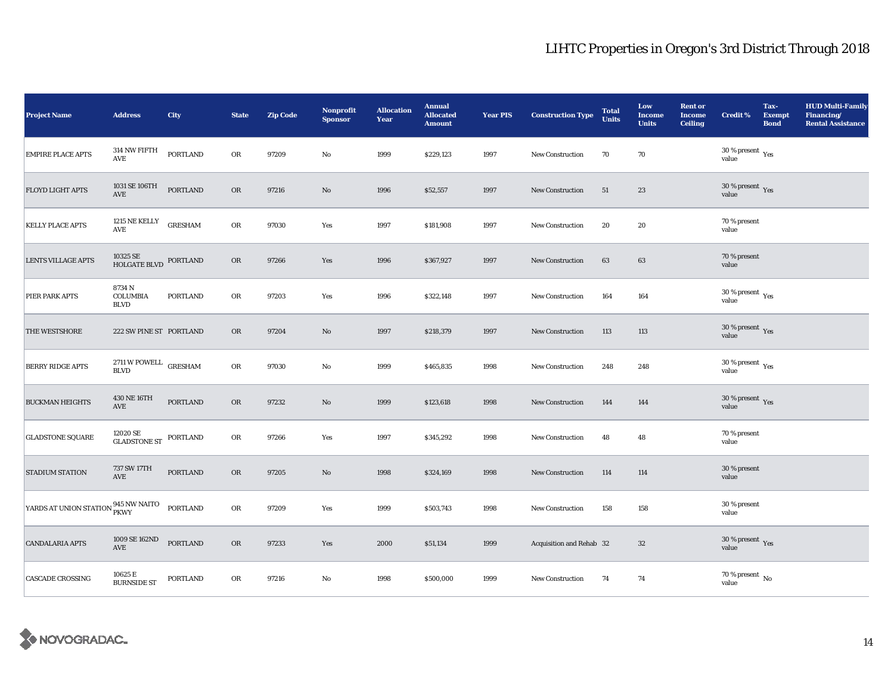# LIHTC Properties in Oregon's 3rd District Through 2018

| Project Name | Address | City | State | Zip Code | Nonprofit Sponsor | Allocation Year | Annual Allocated Amount | Year PIS | Construction Type | Total Units | Low Income Units | Rent or Income Ceiling | Credit % | Tax-Exempt Bond | HUD Multi-Family Financing/ Rental Assistance |
|---|---|---|---|---|---|---|---|---|---|---|---|---|---|---|---|
| EMPIRE PLACE APTS | 314 NW FIFTH AVE | PORTLAND | OR | 97209 | No | 1999 | $229,123 | 1997 | New Construction | 70 | 70 | | 30 % present value | Yes | |
| FLOYD LIGHT APTS | 1031 SE 106TH AVE | PORTLAND | OR | 97216 | No | 1996 | $52,557 | 1997 | New Construction | 51 | 23 | | 30 % present value | Yes | |
| KELLY PLACE APTS | 1215 NE KELLY AVE | GRESHAM | OR | 97030 | Yes | 1997 | $181,908 | 1997 | New Construction | 20 | 20 | | 70 % present value | | |
| LENTS VILLAGE APTS | 10325 SE HOLGATE BLVD | PORTLAND | OR | 97266 | Yes | 1996 | $367,927 | 1997 | New Construction | 63 | 63 | | 70 % present value | | |
| PIER PARK APTS | 8734 N COLUMBIA BLVD | PORTLAND | OR | 97203 | Yes | 1996 | $322,148 | 1997 | New Construction | 164 | 164 | | 30 % present value | Yes | |
| THE WESTSHORE | 222 SW PINE ST | PORTLAND | OR | 97204 | No | 1997 | $218,379 | 1997 | New Construction | 113 | 113 | | 30 % present value | Yes | |
| BERRY RIDGE APTS | 2711 W POWELL BLVD | GRESHAM | OR | 97030 | No | 1999 | $465,835 | 1998 | New Construction | 248 | 248 | | 30 % present value | Yes | |
| BUCKMAN HEIGHTS | 430 NE 16TH AVE | PORTLAND | OR | 97232 | No | 1999 | $123,618 | 1998 | New Construction | 144 | 144 | | 30 % present value | Yes | |
| GLADSTONE SQUARE | 12020 SE GLADSTONE ST | PORTLAND | OR | 97266 | Yes | 1997 | $345,292 | 1998 | New Construction | 48 | 48 | | 70 % present value | | |
| STADIUM STATION | 737 SW 17TH AVE | PORTLAND | OR | 97205 | No | 1998 | $324,169 | 1998 | New Construction | 114 | 114 | | 30 % present value | | |
| YARDS AT UNION STATION | 945 NW NAITO PKWY | PORTLAND | OR | 97209 | Yes | 1999 | $503,743 | 1998 | New Construction | 158 | 158 | | 30 % present value | | |
| CANDALARIA APTS | 1009 SE 162ND AVE | PORTLAND | OR | 97233 | Yes | 2000 | $51,134 | 1999 | Acquisition and Rehab | 32 | 32 | | 30 % present value | Yes | |
| CASCADE CROSSING | 10625 E BURNSIDE ST | PORTLAND | OR | 97216 | No | 1998 | $500,000 | 1999 | New Construction | 74 | 74 | | 70 % present value | No | |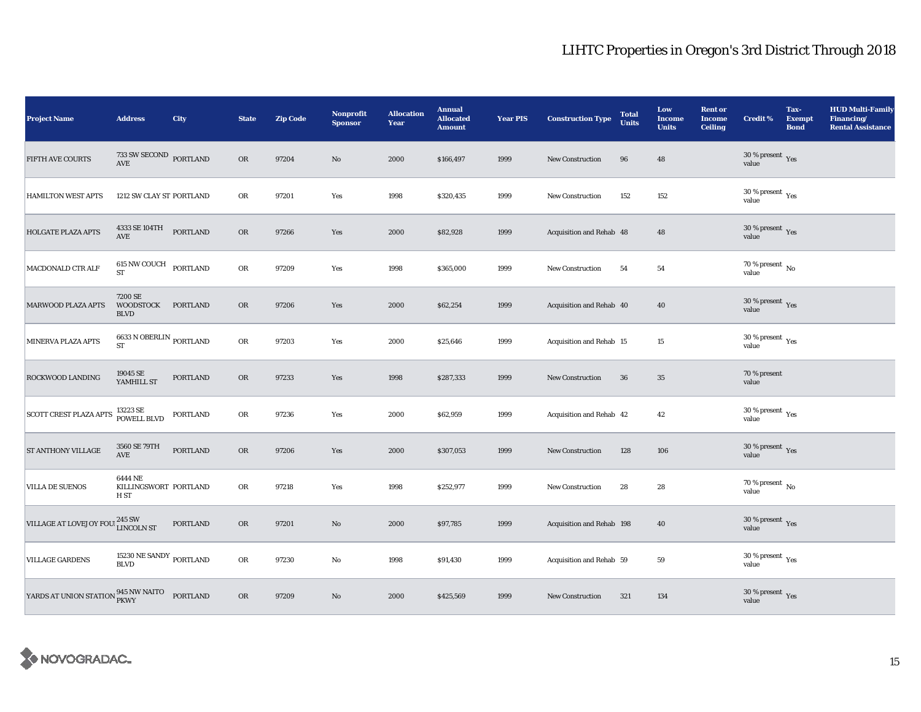# LIHTC Properties in Oregon's 3rd District Through 2018

| Project Name | Address | City | State | Zip Code | Nonprofit Sponsor | Allocation Year | Annual Allocated Amount | Year PIS | Construction Type | Total Units | Low Income Units | Rent or Income Ceiling | Credit % | Tax-Exempt Bond | HUD Multi-Family Financing/ Rental Assistance |
|---|---|---|---|---|---|---|---|---|---|---|---|---|---|---|---|
| FIFTH AVE COURTS | 733 SW SECOND AVE | PORTLAND | OR | 97204 | No | 2000 | $166,497 | 1999 | New Construction | 96 | 48 | | 30 % present value | Yes | |
| HAMILTON WEST APTS | 1212 SW CLAY ST | PORTLAND | OR | 97201 | Yes | 1998 | $320,435 | 1999 | New Construction | 152 | 152 | | 30 % present value | Yes | |
| HOLGATE PLAZA APTS | 4333 SE 104TH AVE | PORTLAND | OR | 97266 | Yes | 2000 | $82,928 | 1999 | Acquisition and Rehab | 48 | 48 | | 30 % present value | Yes | |
| MACDONALD CTR ALF | 615 NW COUCH ST | PORTLAND | OR | 97209 | Yes | 1998 | $365,000 | 1999 | New Construction | 54 | 54 | | 70 % present value | No | |
| MARWOOD PLAZA APTS | 7200 SE WOODSTOCK BLVD | PORTLAND | OR | 97206 | Yes | 2000 | $62,254 | 1999 | Acquisition and Rehab | 40 | 40 | | 30 % present value | Yes | |
| MINERVA PLAZA APTS | 6633 N OBERLIN ST | PORTLAND | OR | 97203 | Yes | 2000 | $25,646 | 1999 | Acquisition and Rehab | 15 | 15 | | 30 % present value | Yes | |
| ROCKWOOD LANDING | 19045 SE YAMHILL ST | PORTLAND | OR | 97233 | Yes | 1998 | $287,333 | 1999 | New Construction | 36 | 35 | | 70 % present value | | |
| SCOTT CREST PLAZA APTS | 13223 SE POWELL BLVD | PORTLAND | OR | 97236 | Yes | 2000 | $62,959 | 1999 | Acquisition and Rehab | 42 | 42 | | 30 % present value | Yes | |
| ST ANTHONY VILLAGE | 3560 SE 79TH AVE | PORTLAND | OR | 97206 | Yes | 2000 | $307,053 | 1999 | New Construction | 128 | 106 | | 30 % present value | Yes | |
| VILLA DE SUENOS | 6444 NE KILLINGSWORTH ST | PORTLAND | OR | 97218 | Yes | 1998 | $252,977 | 1999 | New Construction | 28 | 28 | | 70 % present value | No | |
| VILLAGE AT LOVEJOY FOU | 245 SW LINCOLN ST | PORTLAND | OR | 97201 | No | 2000 | $97,785 | 1999 | Acquisition and Rehab | 198 | 40 | | 30 % present value | Yes | |
| VILLAGE GARDENS | 15230 NE SANDY BLVD | PORTLAND | OR | 97230 | No | 1998 | $91,430 | 1999 | Acquisition and Rehab | 59 | 59 | | 30 % present value | Yes | |
| YARDS AT UNION STATION | 945 NW NAITO PKWY | PORTLAND | OR | 97209 | No | 2000 | $425,569 | 1999 | New Construction | 321 | 134 | | 30 % present value | Yes | |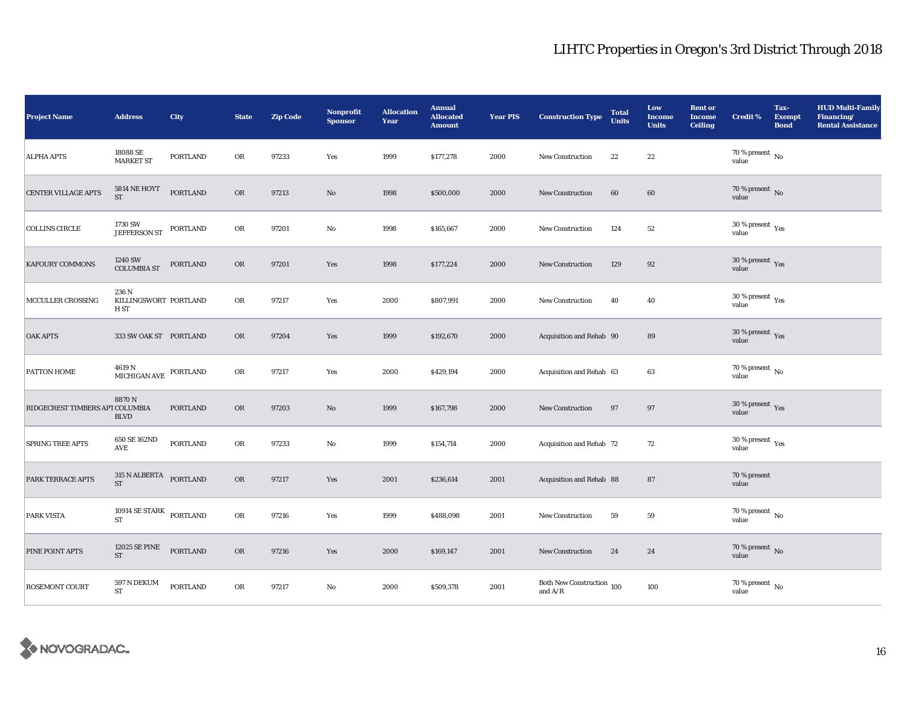# LIHTC Properties in Oregon's 3rd District Through 2018

| Project Name | Address | City | State | Zip Code | Nonprofit Sponsor | Allocation Year | Annual Allocated Amount | Year PIS | Construction Type | Total Units | Low Income Units | Rent or Income Ceiling | Credit % | Tax-Exempt Bond | HUD Multi-Family Financing/ Rental Assistance |
|---|---|---|---|---|---|---|---|---|---|---|---|---|---|---|---|
| ALPHA APTS | 18088 SE MARKET ST | PORTLAND | OR | 97233 | Yes | 1999 | $177,278 | 2000 | New Construction | 22 | 22 | | 70 % present value | No | |
| CENTER VILLAGE APTS | 5814 NE HOYT ST | PORTLAND | OR | 97213 | No | 1998 | $500,000 | 2000 | New Construction | 60 | 60 | | 70 % present value | No | |
| COLLINS CIRCLE | 1730 SW JEFFERSON ST | PORTLAND | OR | 97201 | No | 1998 | $165,667 | 2000 | New Construction | 124 | 52 | | 30 % present value | Yes | |
| KAFOURY COMMONS | 1240 SW COLUMBIA ST | PORTLAND | OR | 97201 | Yes | 1998 | $177,224 | 2000 | New Construction | 129 | 92 | | 30 % present value | Yes | |
| MCCULLER CROSSING | 236 N KILLINGSWORTH ST | PORTLAND | OR | 97217 | Yes | 2000 | $807,991 | 2000 | New Construction | 40 | 40 | | 30 % present value | Yes | |
| OAK APTS | 333 SW OAK ST | PORTLAND | OR | 97204 | Yes | 1999 | $192,670 | 2000 | Acquisition and Rehab | 90 | 89 | | 30 % present value | Yes | |
| PATTON HOME | 4619 N MICHIGAN AVE | PORTLAND | OR | 97217 | Yes | 2000 | $429,194 | 2000 | Acquisition and Rehab | 63 | 63 | | 70 % present value | No | |
| RIDGECREST TIMBERS APT | 8870 N COLUMBIA BLVD | PORTLAND | OR | 97203 | No | 1999 | $167,798 | 2000 | New Construction | 97 | 97 | | 30 % present value | Yes | |
| SPRING TREE APTS | 650 SE 162ND AVE | PORTLAND | OR | 97233 | No | 1999 | $154,714 | 2000 | Acquisition and Rehab | 72 | 72 | | 30 % present value | Yes | |
| PARK TERRACE APTS | 315 N ALBERTA ST | PORTLAND | OR | 97217 | Yes | 2001 | $236,614 | 2001 | Acquisition and Rehab | 88 | 87 | | 70 % present value | | |
| PARK VISTA | 10914 SE STARK ST | PORTLAND | OR | 97216 | Yes | 1999 | $488,098 | 2001 | New Construction | 59 | 59 | | 70 % present value | No | |
| PINE POINT APTS | 12025 SE PINE ST | PORTLAND | OR | 97216 | Yes | 2000 | $169,147 | 2001 | New Construction | 24 | 24 | | 70 % present value | No | |
| ROSEMONT COURT | 597 N DEKUM ST | PORTLAND | OR | 97217 | No | 2000 | $509,378 | 2001 | Both New Construction and A/R | 100 | 100 | | 70 % present value | No | |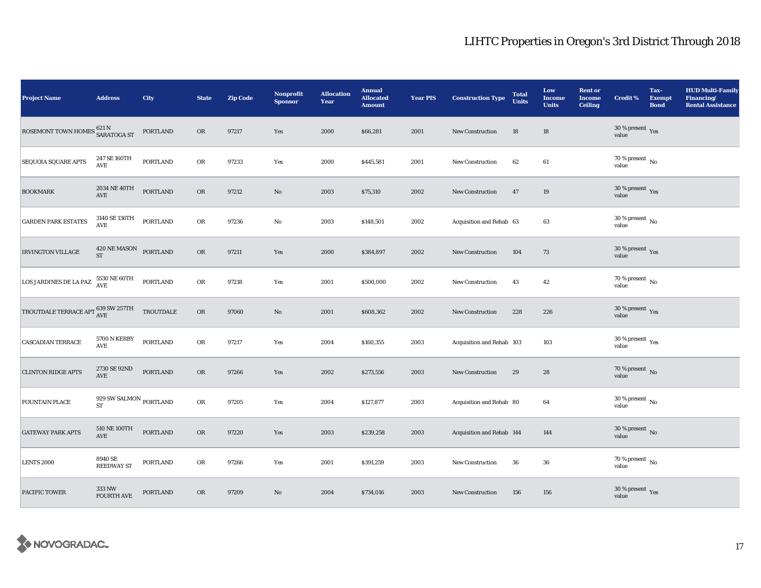# LIHTC Properties in Oregon's 3rd District Through 2018

| Project Name | Address | City | State | Zip Code | Nonprofit Sponsor | Allocation Year | Annual Allocated Amount | Year PIS | Construction Type | Total Units | Low Income Units | Rent or Income Ceiling | Credit % | Tax-Exempt Bond | HUD Multi-Family Financing/ Rental Assistance |
|---|---|---|---|---|---|---|---|---|---|---|---|---|---|---|---|
| ROSEMONT TOWN HOMES | 621 N SARATOGA ST | PORTLAND | OR | 97217 | Yes | 2000 | $66,281 | 2001 | New Construction | 18 | 18 | | 30 % present value | Yes | |
| SEQUOIA SQUARE APTS | 247 SE 160TH AVE | PORTLAND | OR | 97233 | Yes | 2000 | $445,581 | 2001 | New Construction | 62 | 61 | | 70 % present value | No | |
| BOOKMARK | 2034 NE 40TH AVE | PORTLAND | OR | 97212 | No | 2003 | $75,310 | 2002 | New Construction | 47 | 19 | | 30 % present value | Yes | |
| GARDEN PARK ESTATES | 3140 SE 136TH AVE | PORTLAND | OR | 97236 | No | 2003 | $148,501 | 2002 | Acquisition and Rehab | 63 | 63 | | 30 % present value | No | |
| IRVINGTON VILLAGE | 420 NE MASON ST | PORTLAND | OR | 97211 | Yes | 2000 | $384,897 | 2002 | New Construction | 104 | 73 | | 30 % present value | Yes | |
| LOS JARDINES DE LA PAZ | 5530 NE 60TH AVE | PORTLAND | OR | 97218 | Yes | 2001 | $500,000 | 2002 | New Construction | 43 | 42 | | 70 % present value | No | |
| TROUTDALE TERRACE APT | 639 SW 257TH AVE | TROUTDALE | OR | 97060 | No | 2001 | $608,362 | 2002 | New Construction | 228 | 226 | | 30 % present value | Yes | |
| CASCADIAN TERRACE | 5700 N KERBY AVE | PORTLAND | OR | 97217 | Yes | 2004 | $160,355 | 2003 | Acquisition and Rehab | 103 | 103 | | 30 % present value | Yes | |
| CLINTON RIDGE APTS | 2730 SE 92ND AVE | PORTLAND | OR | 97266 | Yes | 2002 | $273,556 | 2003 | New Construction | 29 | 28 | | 70 % present value | No | |
| FOUNTAIN PLACE | 929 SW SALMON ST | PORTLAND | OR | 97205 | Yes | 2004 | $127,877 | 2003 | Acquisition and Rehab | 80 | 64 | | 30 % present value | No | |
| GATEWAY PARK APTS | 510 NE 100TH AVE | PORTLAND | OR | 97220 | Yes | 2003 | $239,258 | 2003 | Acquisition and Rehab | 144 | 144 | | 30 % present value | No | |
| LENTS 2000 | 8940 SE REEDWAY ST | PORTLAND | OR | 97266 | Yes | 2001 | $391,259 | 2003 | New Construction | 36 | 36 | | 70 % present value | No | |
| PACIFIC TOWER | 333 NW FOURTH AVE | PORTLAND | OR | 97209 | No | 2004 | $734,016 | 2003 | New Construction | 156 | 156 | | 30 % present value | Yes | |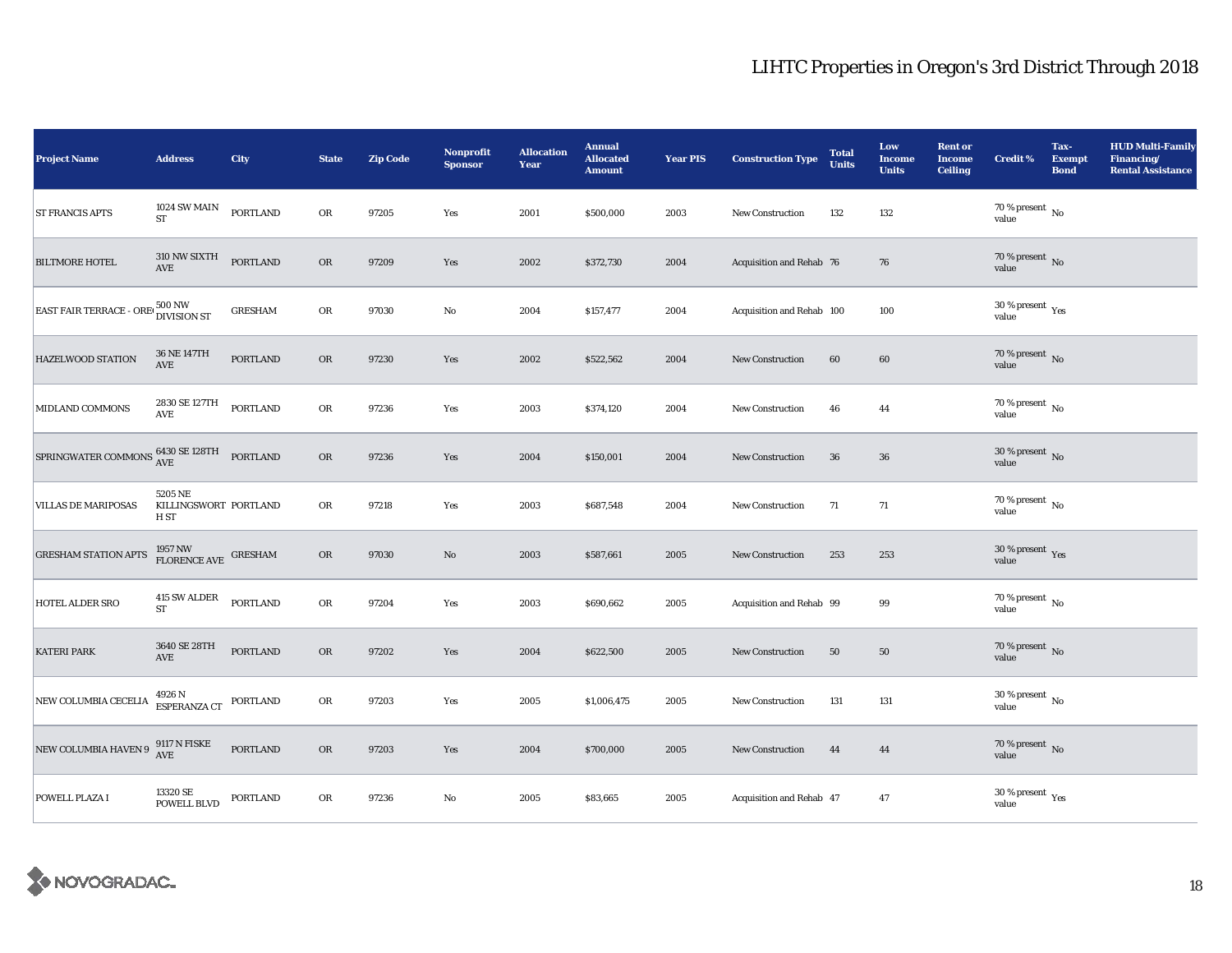# LIHTC Properties in Oregon's 3rd District Through 2018

| Project Name | Address | City | State | Zip Code | Nonprofit Sponsor | Allocation Year | Annual Allocated Amount | Year PIS | Construction Type | Total Units | Low Income Units | Rent or Income Ceiling | Credit % | Tax-Exempt Bond | HUD Multi-Family Financing/ Rental Assistance |
|---|---|---|---|---|---|---|---|---|---|---|---|---|---|---|---|
| ST FRANCIS APTS | 1024 SW MAIN ST | PORTLAND | OR | 97205 | Yes | 2001 | $500,000 | 2003 | New Construction | 132 | 132 | | 70 % present value | No | |
| BILTMORE HOTEL | 310 NW SIXTH AVE | PORTLAND | OR | 97209 | Yes | 2002 | $372,730 | 2004 | Acquisition and Rehab | 76 | 76 | | 70 % present value | No | |
| EAST FAIR TERRACE - ORE( | 500 NW DIVISION ST | GRESHAM | OR | 97030 | No | 2004 | $157,477 | 2004 | Acquisition and Rehab | 100 | 100 | | 30 % present value | Yes | |
| HAZELWOOD STATION | 36 NE 147TH AVE | PORTLAND | OR | 97230 | Yes | 2002 | $522,562 | 2004 | New Construction | 60 | 60 | | 70 % present value | No | |
| MIDLAND COMMONS | 2830 SE 127TH AVE | PORTLAND | OR | 97236 | Yes | 2003 | $374,120 | 2004 | New Construction | 46 | 44 | | 70 % present value | No | |
| SPRINGWATER COMMONS | 6430 SE 128TH AVE | PORTLAND | OR | 97236 | Yes | 2004 | $150,001 | 2004 | New Construction | 36 | 36 | | 30 % present value | No | |
| VILLAS DE MARIPOSAS | 5205 NE KILLINGSWORTH ST | PORTLAND | OR | 97218 | Yes | 2003 | $687,548 | 2004 | New Construction | 71 | 71 | | 70 % present value | No | |
| GRESHAM STATION APTS | 1957 NW FLORENCE AVE | GRESHAM | OR | 97030 | No | 2003 | $587,661 | 2005 | New Construction | 253 | 253 | | 30 % present value | Yes | |
| HOTEL ALDER SRO | 415 SW ALDER ST | PORTLAND | OR | 97204 | Yes | 2003 | $690,662 | 2005 | Acquisition and Rehab | 99 | 99 | | 70 % present value | No | |
| KATERI PARK | 3640 SE 28TH AVE | PORTLAND | OR | 97202 | Yes | 2004 | $622,500 | 2005 | New Construction | 50 | 50 | | 70 % present value | No | |
| NEW COLUMBIA CECELIA | 4926 N ESPERANZA CT | PORTLAND | OR | 97203 | Yes | 2005 | $1,006,475 | 2005 | New Construction | 131 | 131 | | 30 % present value | No | |
| NEW COLUMBIA HAVEN 9 | 9117 N FISKE AVE | PORTLAND | OR | 97203 | Yes | 2004 | $700,000 | 2005 | New Construction | 44 | 44 | | 70 % present value | No | |
| POWELL PLAZA I | 13320 SE POWELL BLVD | PORTLAND | OR | 97236 | No | 2005 | $83,665 | 2005 | Acquisition and Rehab | 47 | 47 | | 30 % present value | Yes | |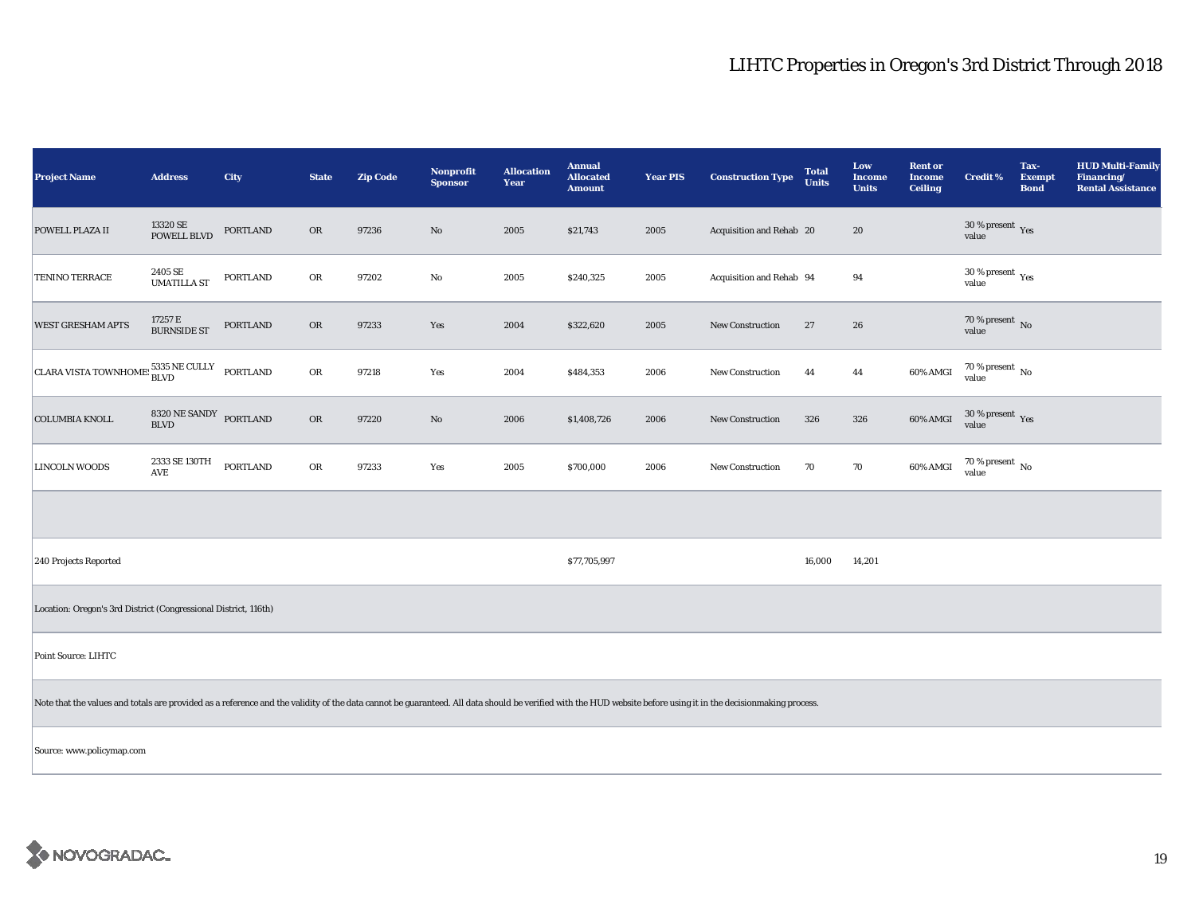# LIHTC Properties in Oregon's 3rd District Through 2018

| Project Name | Address | City | State | Zip Code | Nonprofit Sponsor | Allocation Year | Annual Allocated Amount | Year PIS | Construction Type | Total Units | Low Income Units | Rent or Income Ceiling | Credit % | Tax-Exempt Bond | HUD Multi-Family Financing/ Rental Assistance |
|---|---|---|---|---|---|---|---|---|---|---|---|---|---|---|---|
| POWELL PLAZA II | 13320 SE POWELL BLVD | PORTLAND | OR | 97236 | No | 2005 | $21,743 | 2005 | Acquisition and Rehab | 20 | 20 | | 30 % present value | Yes | |
| TENINO TERRACE | 2405 SE UMATILLA ST | PORTLAND | OR | 97202 | No | 2005 | $240,325 | 2005 | Acquisition and Rehab | 94 | 94 | | 30 % present value | Yes | |
| WEST GRESHAM APTS | 17257 E BURNSIDE ST | PORTLAND | OR | 97233 | Yes | 2004 | $322,620 | 2005 | New Construction | 27 | 26 | | 70 % present value | No | |
| CLARA VISTA TOWNHOMES | 5335 NE CULLY BLVD | PORTLAND | OR | 97218 | Yes | 2004 | $484,353 | 2006 | New Construction | 44 | 44 | 60% AMGI | 70 % present value | No | |
| COLUMBIA KNOLL | 8320 NE SANDY BLVD | PORTLAND | OR | 97220 | No | 2006 | $1,408,726 | 2006 | New Construction | 326 | 326 | 60% AMGI | 30 % present value | Yes | |
| LINCOLN WOODS | 2333 SE 130TH AVE | PORTLAND | OR | 97233 | Yes | 2005 | $700,000 | 2006 | New Construction | 70 | 70 | 60% AMGI | 70 % present value | No | |
| | | | | | | | | | | | | | | | |
| 240 Projects Reported | | | | | | | $77,705,997 | | | 16,000 | 14,201 | | | | |

Location: Oregon's 3rd District (Congressional District, 116th)

Point Source: LIHTC

Note that the values and totals are provided as a reference and the validity of the data cannot be guaranteed. All data should be verified with the HUD website before using it in the decisionmaking process.

Source: www.policymap.com